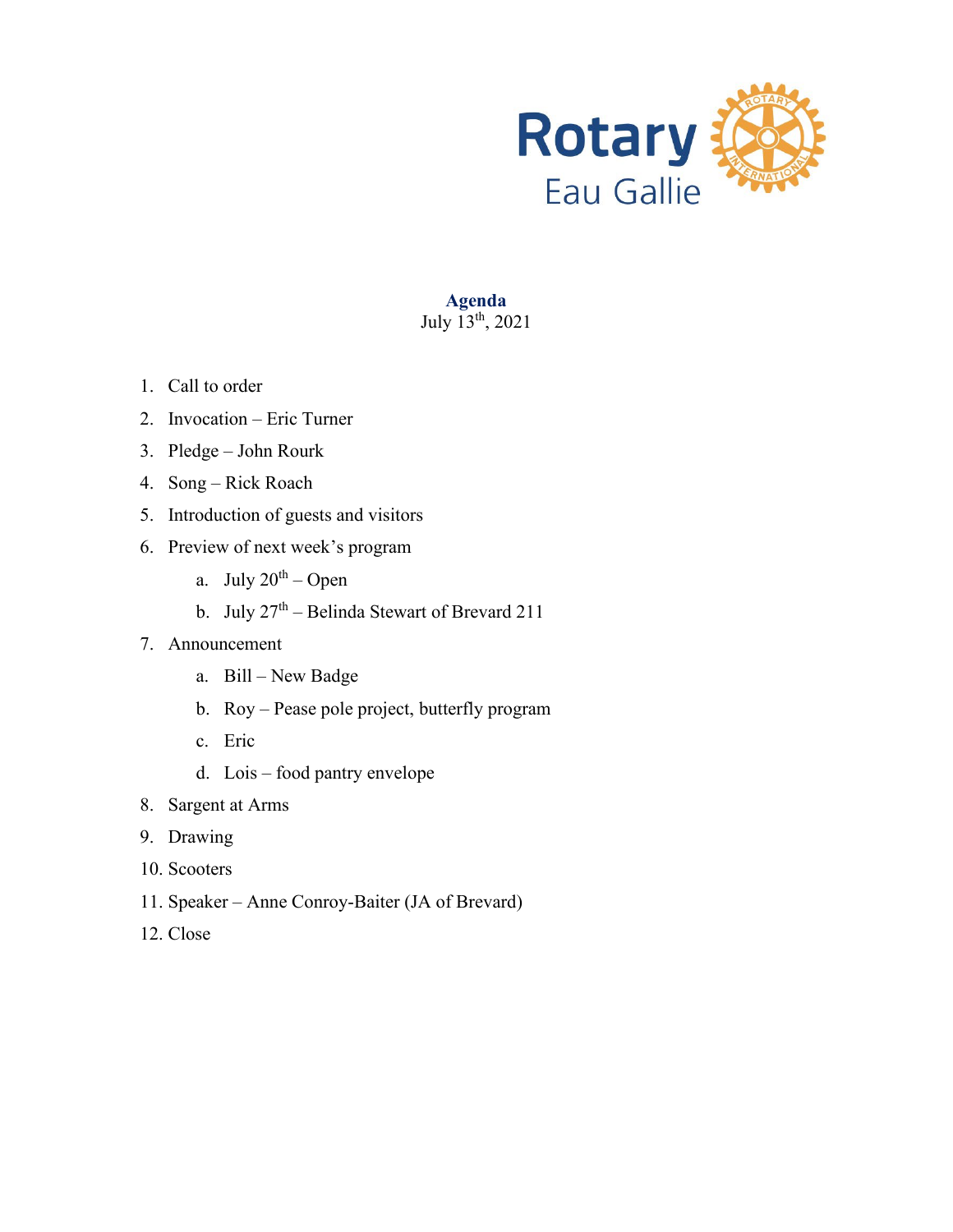Rotary Eau Gallie

**Agenda**
July 13th, 2021

1. Call to order
2. Invocation – Eric Turner
3. Pledge – John Rourk
4. Song – Rick Roach
5. Introduction of guests and visitors
6. Preview of next week's program
   a. July 20th – Open
   b. July 27th – Belinda Stewart of Brevard 211
7. Announcement
   a. Bill – New Badge
   b. Roy – Pease pole project, butterfly program
   c. Eric
   d. Lois – food pantry envelope
8. Sargent at Arms
9. Drawing
10. Scooters
11. Speaker – Anne Conroy-Baiter (JA of Brevard)
12. Close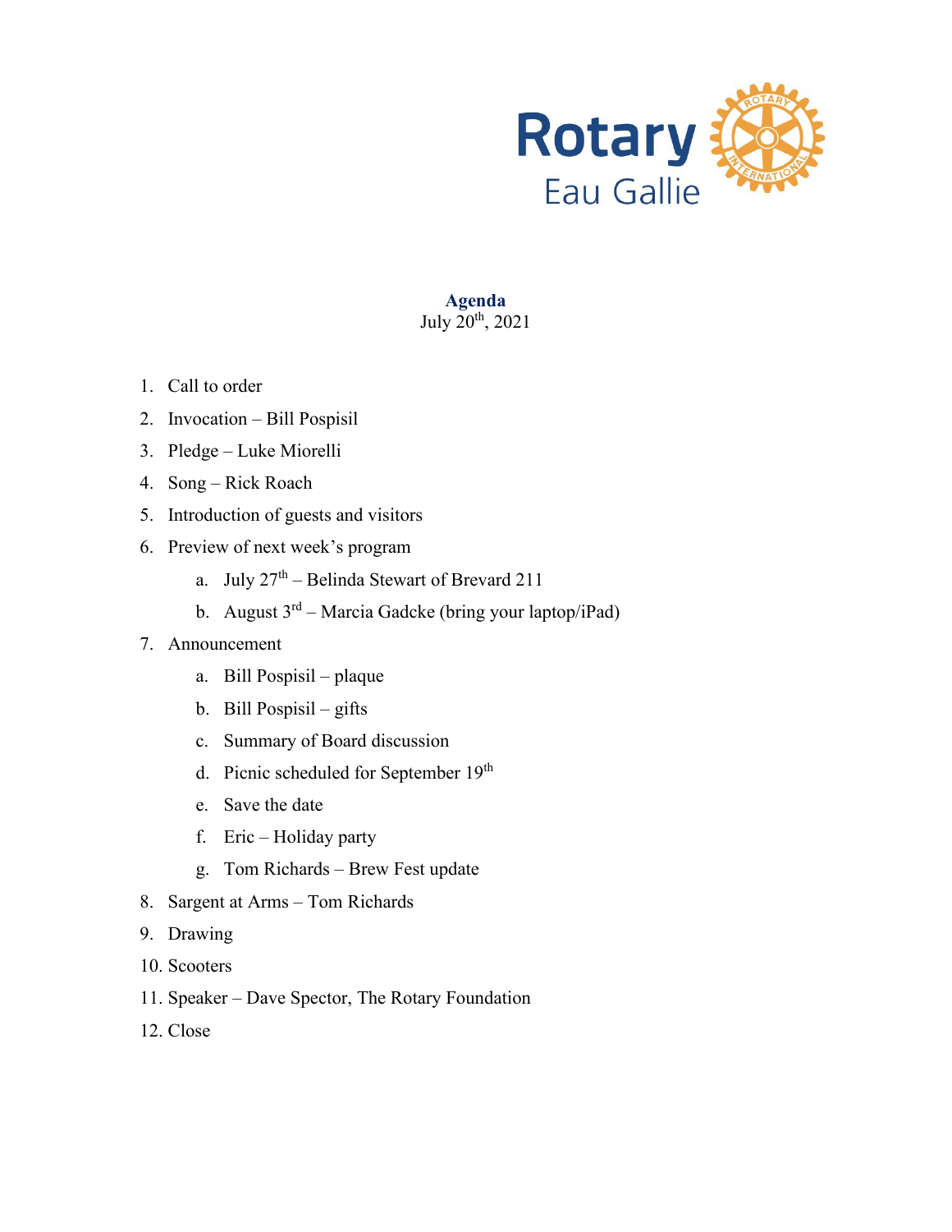Rotary Eau Gallie

## Agenda

July 20th, 2021

1. Call to order
2. Invocation – Bill Pospisil
3. Pledge – Luke Miorelli
4. Song – Rick Roach
5. Introduction of guests and visitors
6. Preview of next week's program
   a. July 27th – Belinda Stewart of Brevard 211
   b. August 3rd – Marcia Gadcke (bring your laptop/iPad)
7. Announcement
   a. Bill Pospisil – plaque
   b. Bill Pospisil – gifts
   c. Summary of Board discussion
   d. Picnic scheduled for September 19th
   e. Save the date
   f. Eric – Holiday party
   g. Tom Richards – Brew Fest update
8. Sargent at Arms – Tom Richards
9. Drawing
10. Scooters
11. Speaker – Dave Spector, The Rotary Foundation
12. Close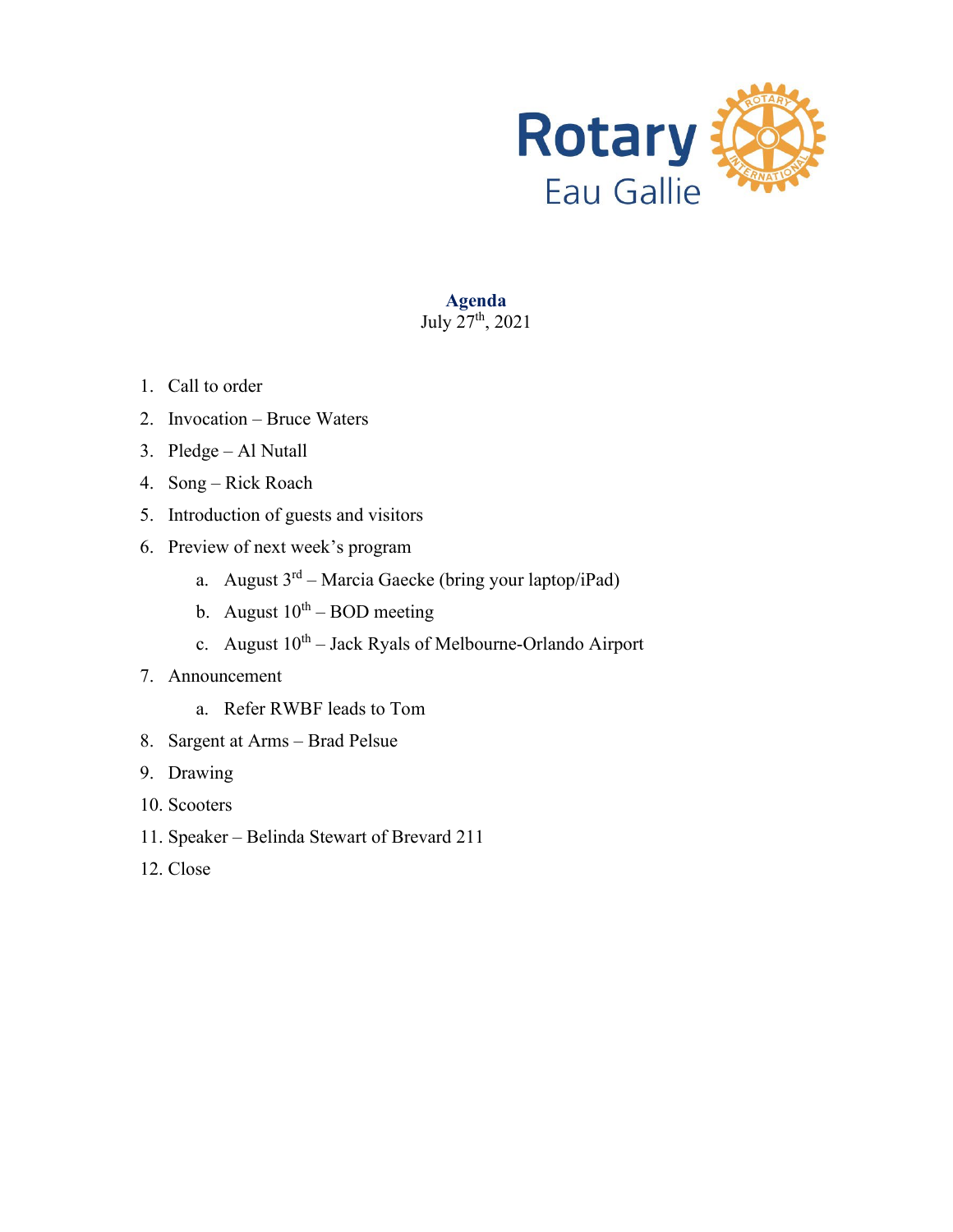Rotary
Eau Gallie

**Agenda**
July 27th, 2021

1. Call to order
2. Invocation – Bruce Waters
3. Pledge – Al Nutall
4. Song – Rick Roach
5. Introduction of guests and visitors
6. Preview of next week's program
    a. August 3rd – Marcia Gaecke (bring your laptop/iPad)
    b. August 10th – BOD meeting
    c. August 10th – Jack Ryals of Melbourne-Orlando Airport
7. Announcement
    a. Refer RWBF leads to Tom
8. Sargent at Arms – Brad Pelsue
9. Drawing
10. Scooters
11. Speaker – Belinda Stewart of Brevard 211
12. Close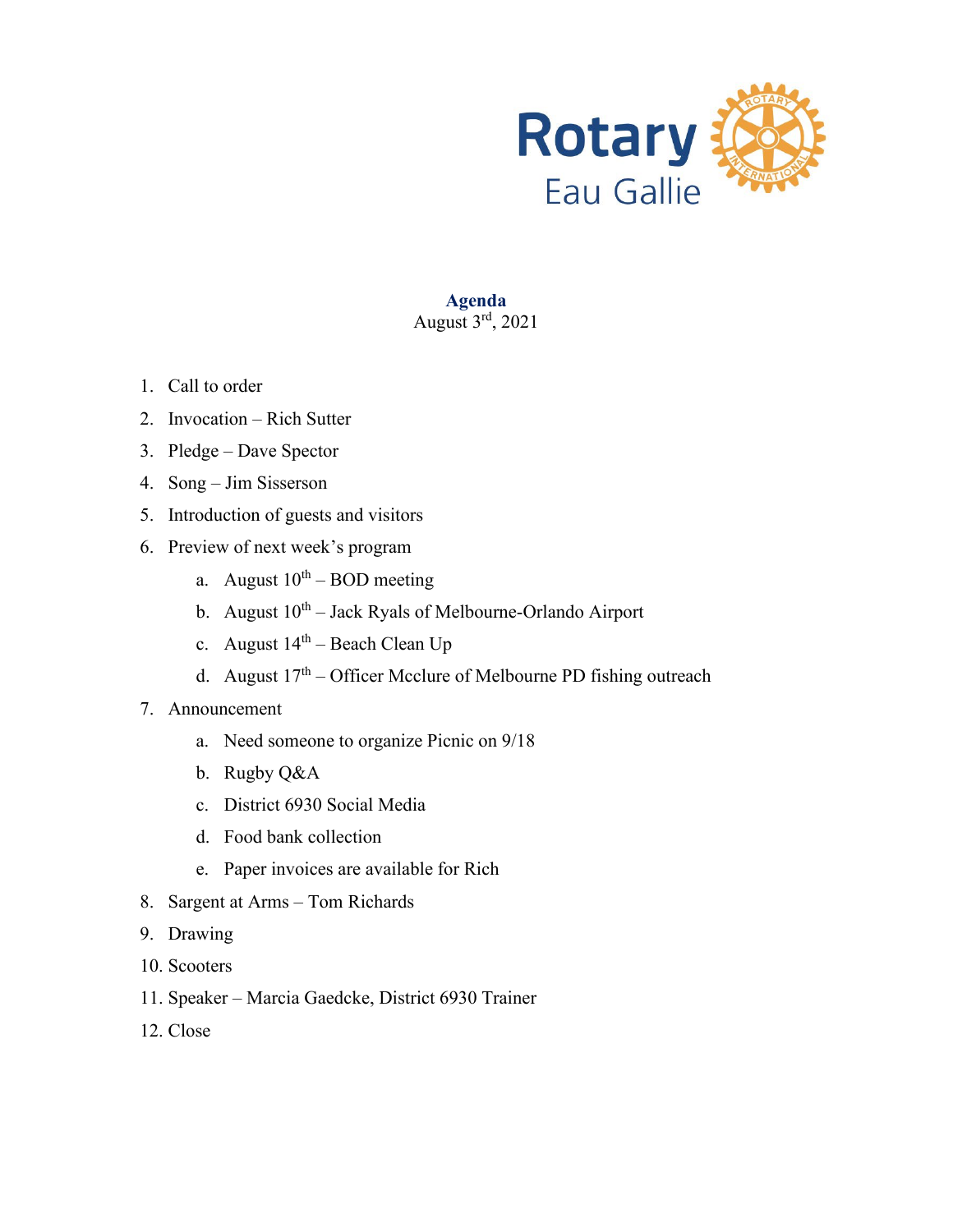Rotary Eau Gallie

## Agenda

August 3rd, 2021

1. Call to order
2. Invocation – Rich Sutter
3. Pledge – Dave Spector
4. Song – Jim Sisserson
5. Introduction of guests and visitors
6. Preview of next week's program
   a. August 10th – BOD meeting
   b. August 10th – Jack Ryals of Melbourne-Orlando Airport
   c. August 14th – Beach Clean Up
   d. August 17th – Officer Mcclure of Melbourne PD fishing outreach
7. Announcement
   a. Need someone to organize Picnic on 9/18
   b. Rugby Q&A
   c. District 6930 Social Media
   d. Food bank collection
   e. Paper invoices are available for Rich
8. Sargent at Arms – Tom Richards
9. Drawing
10. Scooters
11. Speaker – Marcia Gaedcke, District 6930 Trainer
12. Close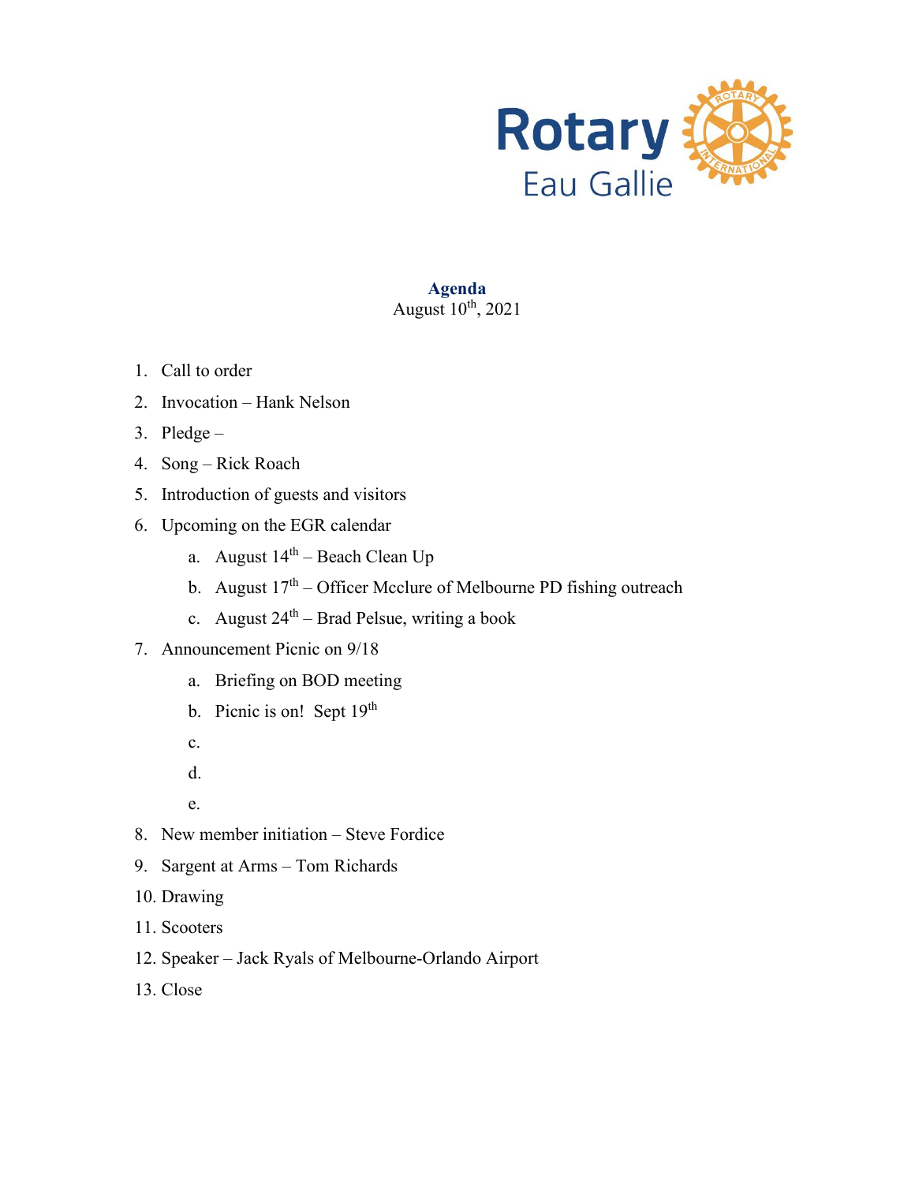Rotary Eau Gallie

**Agenda**
August 10th, 2021

1. Call to order
2. Invocation – Hank Nelson
3. Pledge –
4. Song – Rick Roach
5. Introduction of guests and visitors
6. Upcoming on the EGR calendar
   a. August 14th – Beach Clean Up
   b. August 17th – Officer Mcclure of Melbourne PD fishing outreach
   c. August 24th – Brad Pelsue, writing a book
7. Announcement Picnic on 9/18
   a. Briefing on BOD meeting
   b. Picnic is on! Sept 19th
   c.
   d.
   e.
8. New member initiation – Steve Fordice
9. Sargent at Arms – Tom Richards
10. Drawing
11. Scooters
12. Speaker – Jack Ryals of Melbourne-Orlando Airport
13. Close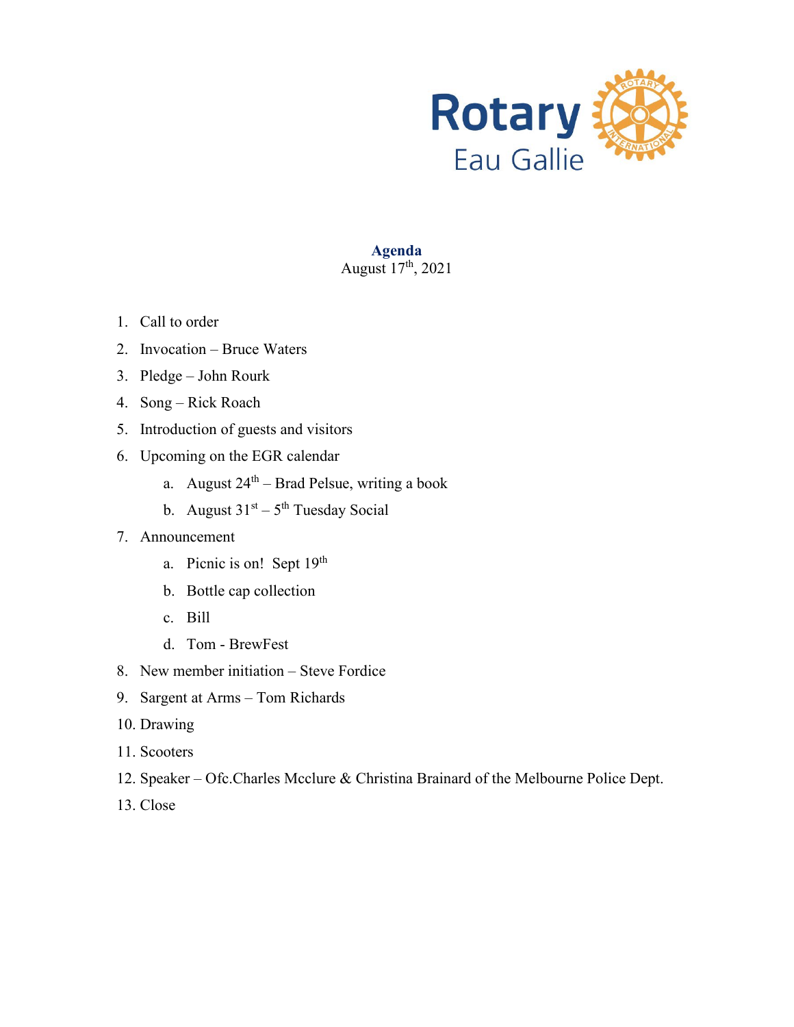Rotary Eau Gallie

**Agenda**

August 17th, 2021

1. Call to order
2. Invocation – Bruce Waters
3. Pledge – John Rourk
4. Song – Rick Roach
5. Introduction of guests and visitors
6. Upcoming on the EGR calendar
   a. August 24th – Brad Pelsue, writing a book
   b. August 31st – 5th Tuesday Social
7. Announcement
   a. Picnic is on! Sept 19th
   b. Bottle cap collection
   c. Bill
   d. Tom - BrewFest
8. New member initiation – Steve Fordice
9. Sargent at Arms – Tom Richards
10. Drawing
11. Scooters
12. Speaker – Ofc.Charles Mcclure & Christina Brainard of the Melbourne Police Dept.
13. Close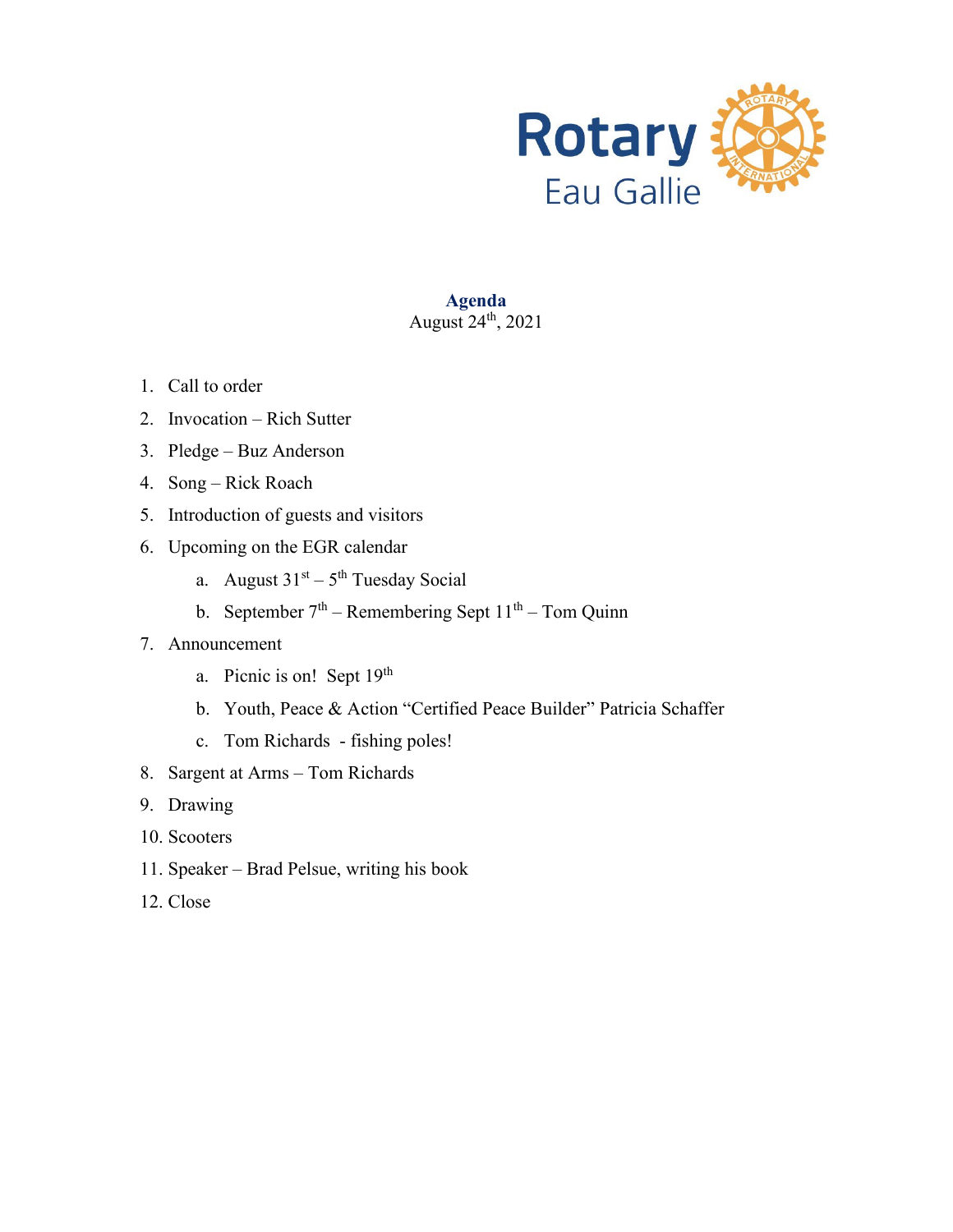Rotary
Eau Gallie

# Agenda

August 24th, 2021

1. Call to order
2. Invocation – Rich Sutter
3. Pledge – Buz Anderson
4. Song – Rick Roach
5. Introduction of guests and visitors
6. Upcoming on the EGR calendar
   a. August 31st – 5th Tuesday Social
   b. September 7th – Remembering Sept 11th – Tom Quinn
7. Announcement
   a. Picnic is on! Sept 19th
   b. Youth, Peace & Action "Certified Peace Builder" Patricia Schaffer
   c. Tom Richards - fishing poles!
8. Sargent at Arms – Tom Richards
9. Drawing
10. Scooters
11. Speaker – Brad Pelsue, writing his book
12. Close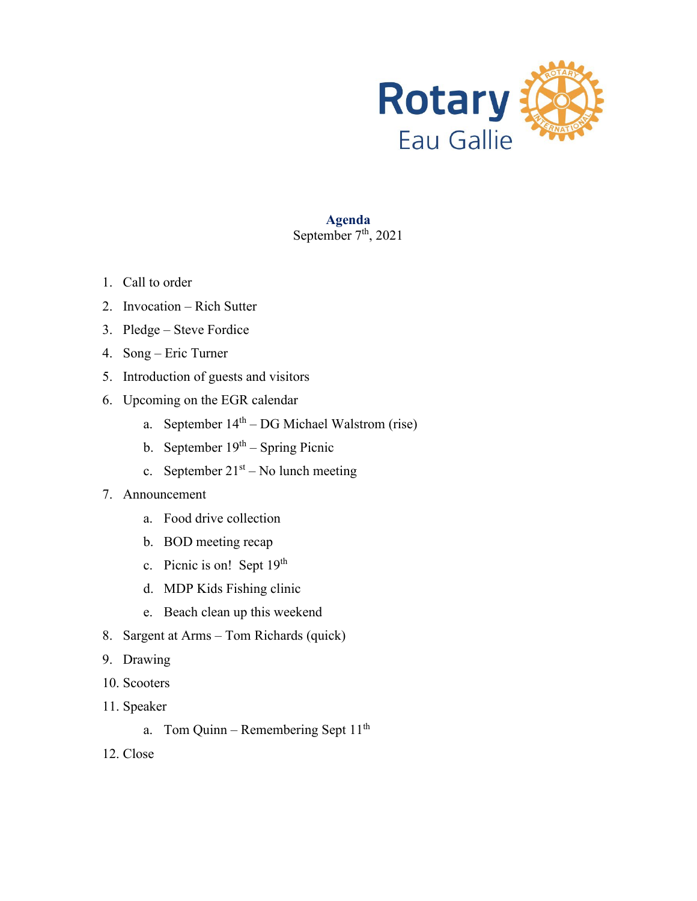Rotary
Eau Gallie

**Agenda**
September 7th, 2021

1. Call to order
2. Invocation – Rich Sutter
3. Pledge – Steve Fordice
4. Song – Eric Turner
5. Introduction of guests and visitors
6. Upcoming on the EGR calendar
    a. September 14th – DG Michael Walstrom (rise)
    b. September 19th – Spring Picnic
    c. September 21st – No lunch meeting
7. Announcement
    a. Food drive collection
    b. BOD meeting recap
    c. Picnic is on! Sept 19th
    d. MDP Kids Fishing clinic
    e. Beach clean up this weekend
8. Sargent at Arms – Tom Richards (quick)
9. Drawing
10. Scooters
11. Speaker
    a. Tom Quinn – Remembering Sept 11th
12. Close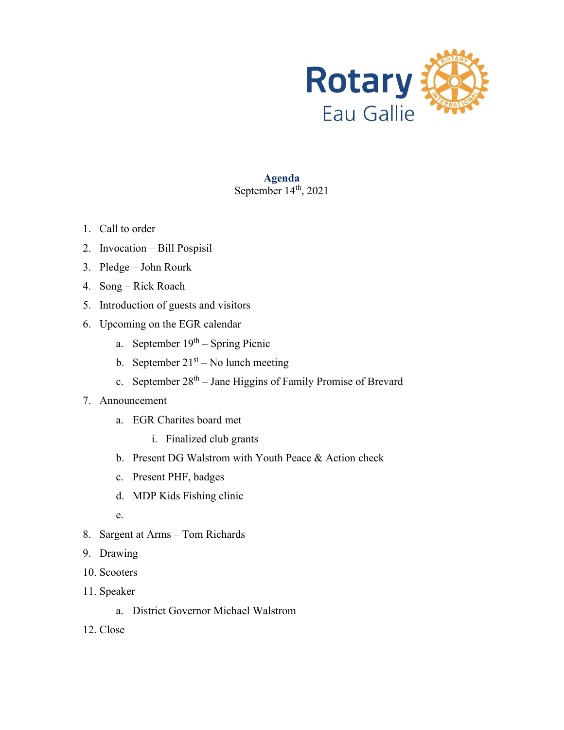Rotary
Eau Gallie

**Agenda**
September 14th, 2021

1. Call to order
2. Invocation – Bill Pospisil
3. Pledge – John Rourk
4. Song – Rick Roach
5. Introduction of guests and visitors
6. Upcoming on the EGR calendar
   a. September 19th – Spring Picnic
   b. September 21st – No lunch meeting
   c. September 28th – Jane Higgins of Family Promise of Brevard
7. Announcement
   a. EGR Charites board met
      i. Finalized club grants
   b. Present DG Walstrom with Youth Peace & Action check
   c. Present PHF, badges
   d. MDP Kids Fishing clinic
   e.
8. Sargent at Arms – Tom Richards
9. Drawing
10. Scooters
11. Speaker
    a. District Governor Michael Walstrom
12. Close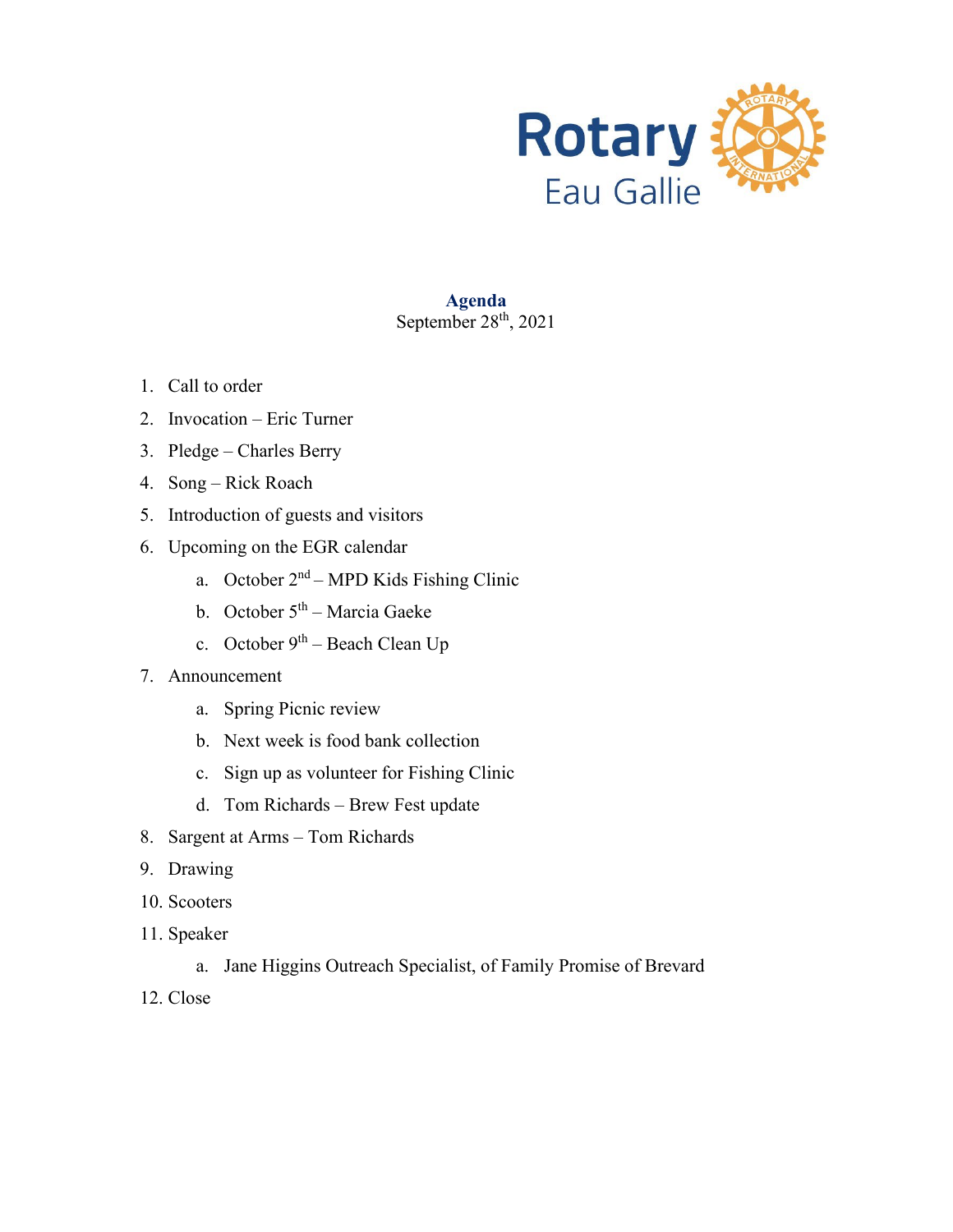Rotary
Eau Gallie

**Agenda**
September 28th, 2021

1. Call to order
2. Invocation – Eric Turner
3. Pledge – Charles Berry
4. Song – Rick Roach
5. Introduction of guests and visitors
6. Upcoming on the EGR calendar
    a. October 2nd – MPD Kids Fishing Clinic
    b. October 5th – Marcia Gaeke
    c. October 9th – Beach Clean Up
7. Announcement
    a. Spring Picnic review
    b. Next week is food bank collection
    c. Sign up as volunteer for Fishing Clinic
    d. Tom Richards – Brew Fest update
8. Sargent at Arms – Tom Richards
9. Drawing
10. Scooters
11. Speaker
    a. Jane Higgins Outreach Specialist, of Family Promise of Brevard
12. Close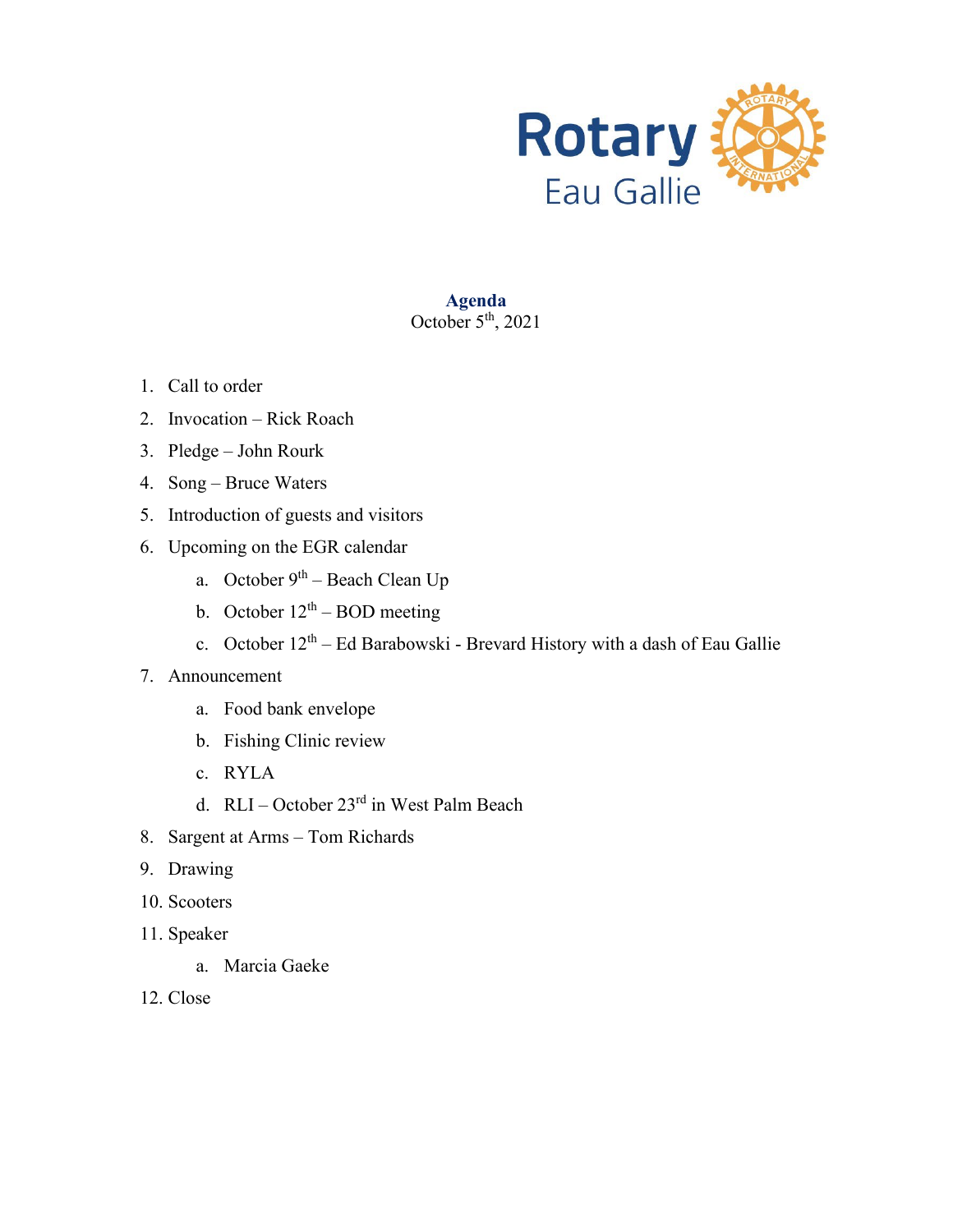Rotary Eau Gallie

**Agenda**

October 5th, 2021

1. Call to order
2. Invocation – Rick Roach
3. Pledge – John Rourk
4. Song – Bruce Waters
5. Introduction of guests and visitors
6. Upcoming on the EGR calendar
   a. October 9th – Beach Clean Up
   b. October 12th – BOD meeting
   c. October 12th – Ed Barabowski - Brevard History with a dash of Eau Gallie
7. Announcement
   a. Food bank envelope
   b. Fishing Clinic review
   c. RYLA
   d. RLI – October 23rd in West Palm Beach
8. Sargent at Arms – Tom Richards
9. Drawing
10. Scooters
11. Speaker
    a. Marcia Gaeke
12. Close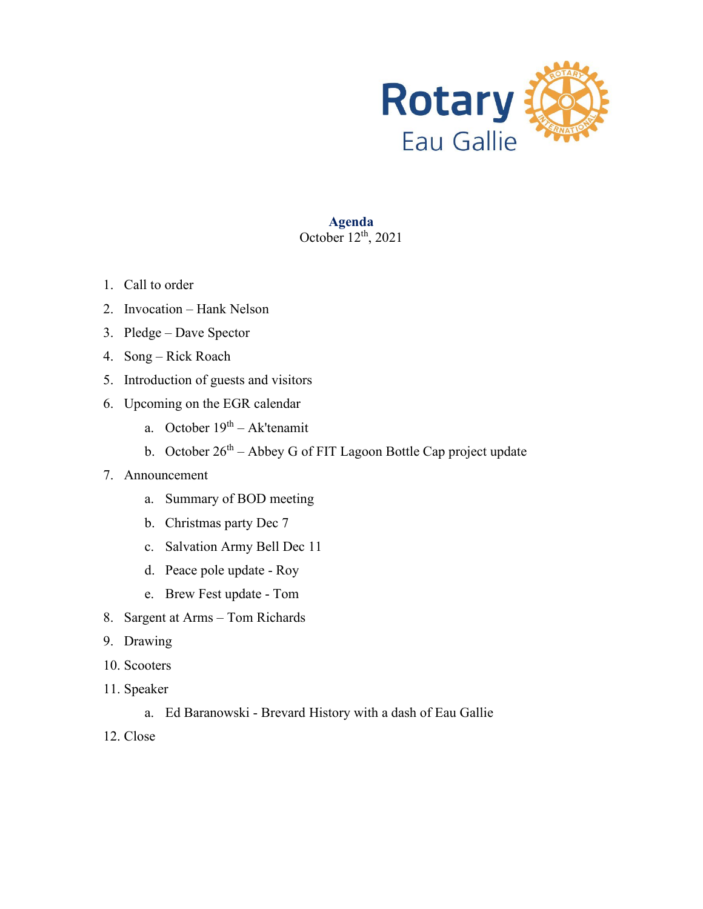Rotary
Eau Gallie

# Agenda

October 12th, 2021

1. Call to order
2. Invocation – Hank Nelson
3. Pledge – Dave Spector
4. Song – Rick Roach
5. Introduction of guests and visitors
6. Upcoming on the EGR calendar
    a. October 19th – Ak'tenamit
    b. October 26th – Abbey G of FIT Lagoon Bottle Cap project update
7. Announcement
    a. Summary of BOD meeting
    b. Christmas party Dec 7
    c. Salvation Army Bell Dec 11
    d. Peace pole update - Roy
    e. Brew Fest update - Tom
8. Sargent at Arms – Tom Richards
9. Drawing
10. Scooters
11. Speaker
    a. Ed Baranowski - Brevard History with a dash of Eau Gallie
12. Close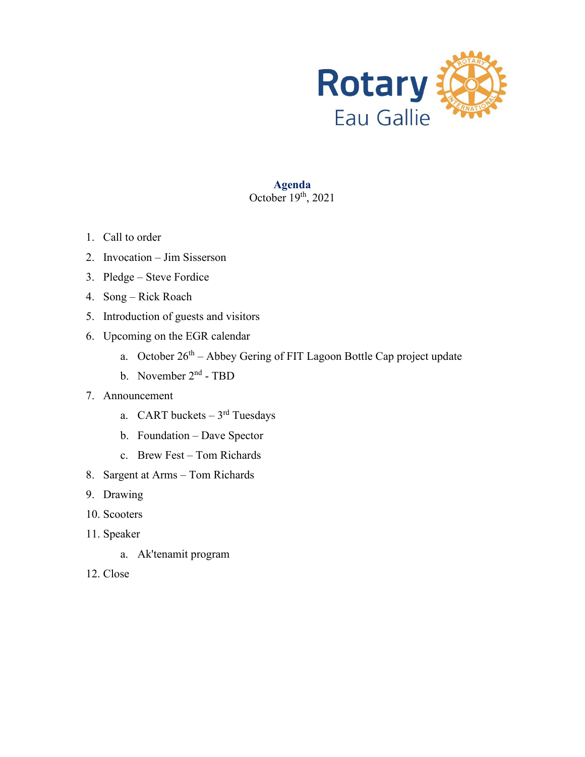Rotary
Eau Gallie

**Agenda**
October 19th, 2021

1. Call to order
2. Invocation – Jim Sisserson
3. Pledge – Steve Fordice
4. Song – Rick Roach
5. Introduction of guests and visitors
6. Upcoming on the EGR calendar
    a. October 26th – Abbey Gering of FIT Lagoon Bottle Cap project update
    b. November 2nd - TBD
7. Announcement
    a. CART buckets – 3rd Tuesdays
    b. Foundation – Dave Spector
    c. Brew Fest – Tom Richards
8. Sargent at Arms – Tom Richards
9. Drawing
10. Scooters
11. Speaker
    a. Ak'tenamit program
12. Close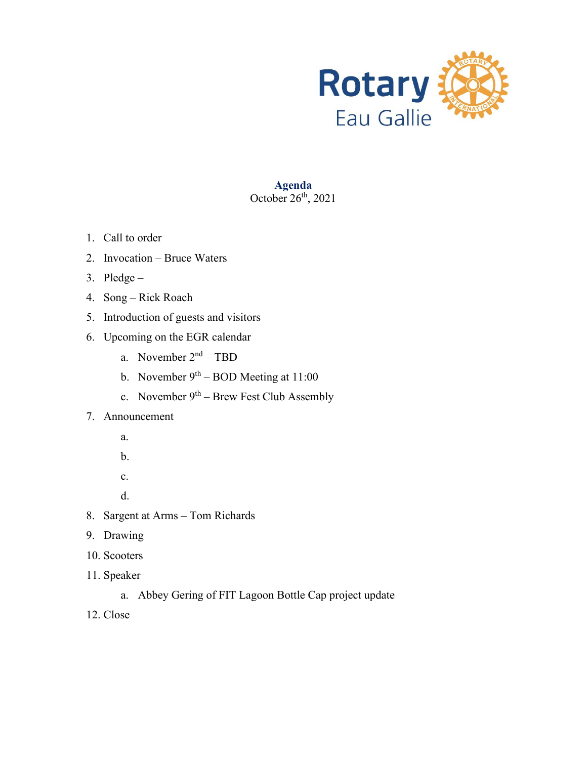Rotary
Eau Gallie

**Agenda**
October 26th, 2021

1. Call to order
2. Invocation – Bruce Waters
3. Pledge –
4. Song – Rick Roach
5. Introduction of guests and visitors
6. Upcoming on the EGR calendar
   a. November 2nd – TBD
   b. November 9th – BOD Meeting at 11:00
   c. November 9th – Brew Fest Club Assembly
7. Announcement
   a.
   b.
   c.
   d.
8. Sargent at Arms – Tom Richards
9. Drawing
10. Scooters
11. Speaker
    a. Abbey Gering of FIT Lagoon Bottle Cap project update
12. Close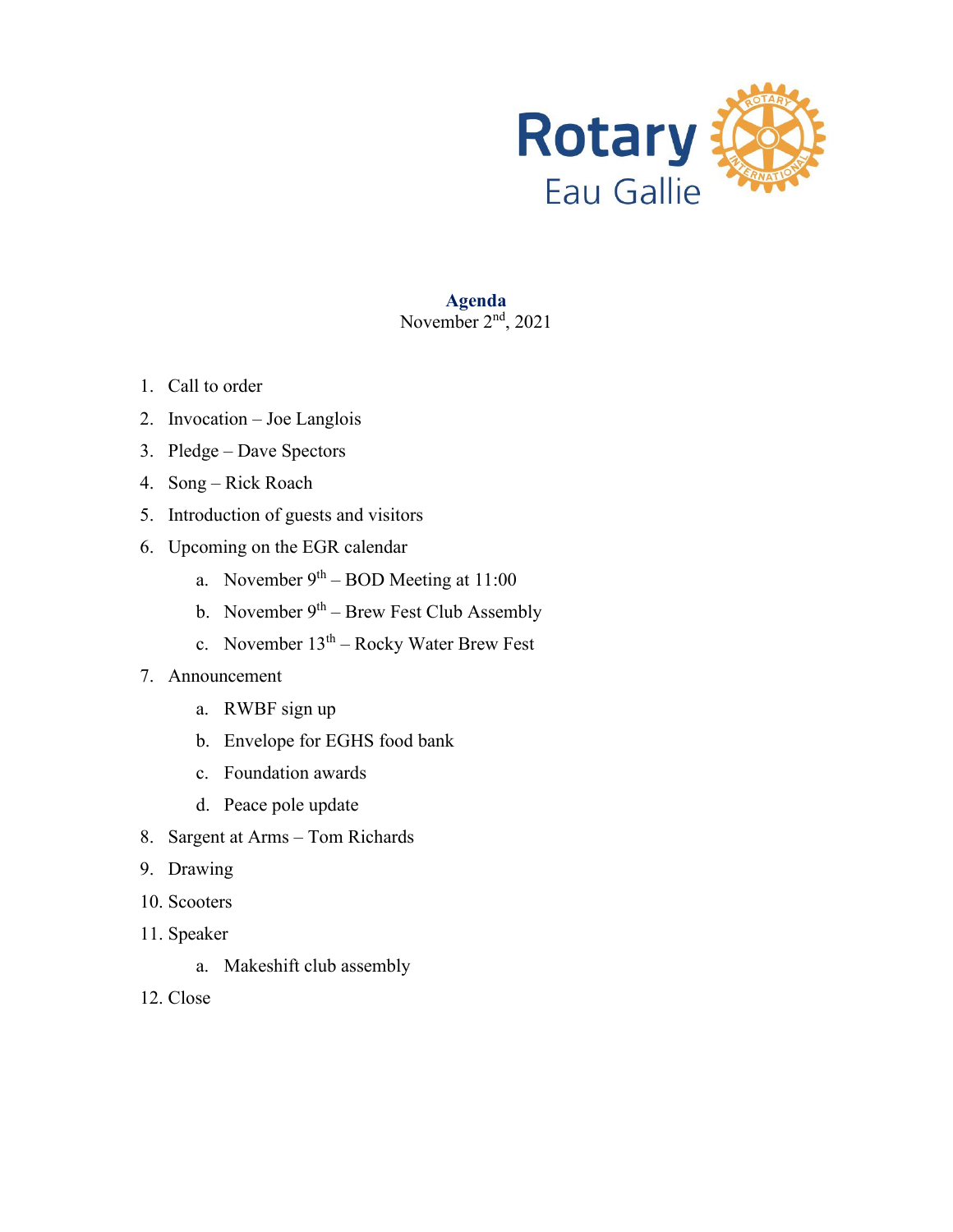Rotary Eau Gallie

**Agenda**
November 2nd, 2021

1. Call to order
2. Invocation – Joe Langlois
3. Pledge – Dave Spectors
4. Song – Rick Roach
5. Introduction of guests and visitors
6. Upcoming on the EGR calendar
   a. November 9th – BOD Meeting at 11:00
   b. November 9th – Brew Fest Club Assembly
   c. November 13th – Rocky Water Brew Fest
7. Announcement
   a. RWBF sign up
   b. Envelope for EGHS food bank
   c. Foundation awards
   d. Peace pole update
8. Sargent at Arms – Tom Richards
9. Drawing
10. Scooters
11. Speaker
    a. Makeshift club assembly
12. Close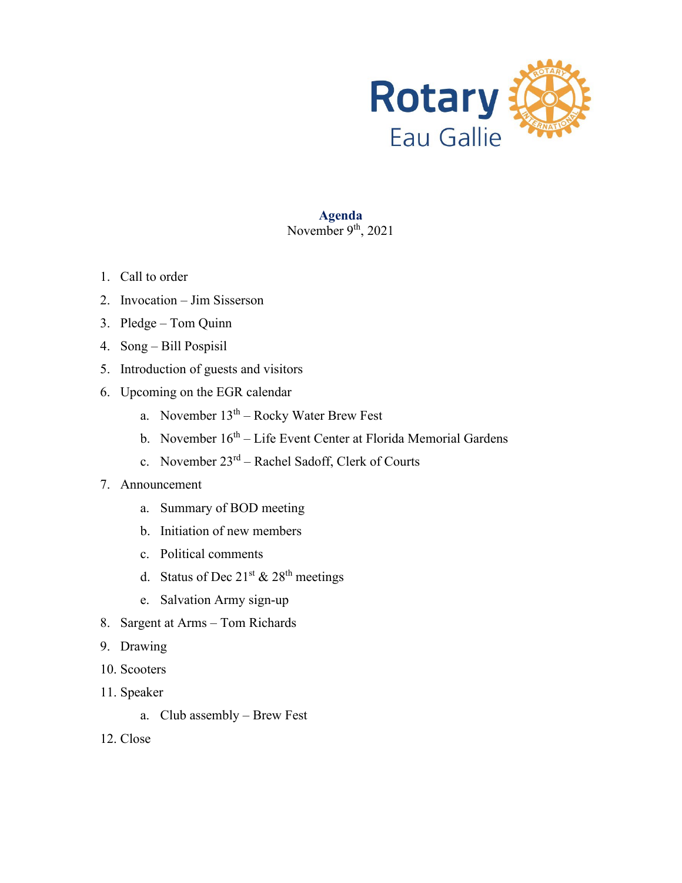Rotary
Eau Gallie

**Agenda**
November 9th, 2021

1. Call to order
2. Invocation – Jim Sisserson
3. Pledge – Tom Quinn
4. Song – Bill Pospisil
5. Introduction of guests and visitors
6. Upcoming on the EGR calendar
   a. November 13th – Rocky Water Brew Fest
   b. November 16th – Life Event Center at Florida Memorial Gardens
   c. November 23rd – Rachel Sadoff, Clerk of Courts
7. Announcement
   a. Summary of BOD meeting
   b. Initiation of new members
   c. Political comments
   d. Status of Dec 21st & 28th meetings
   e. Salvation Army sign-up
8. Sargent at Arms – Tom Richards
9. Drawing
10. Scooters
11. Speaker
    a. Club assembly – Brew Fest
12. Close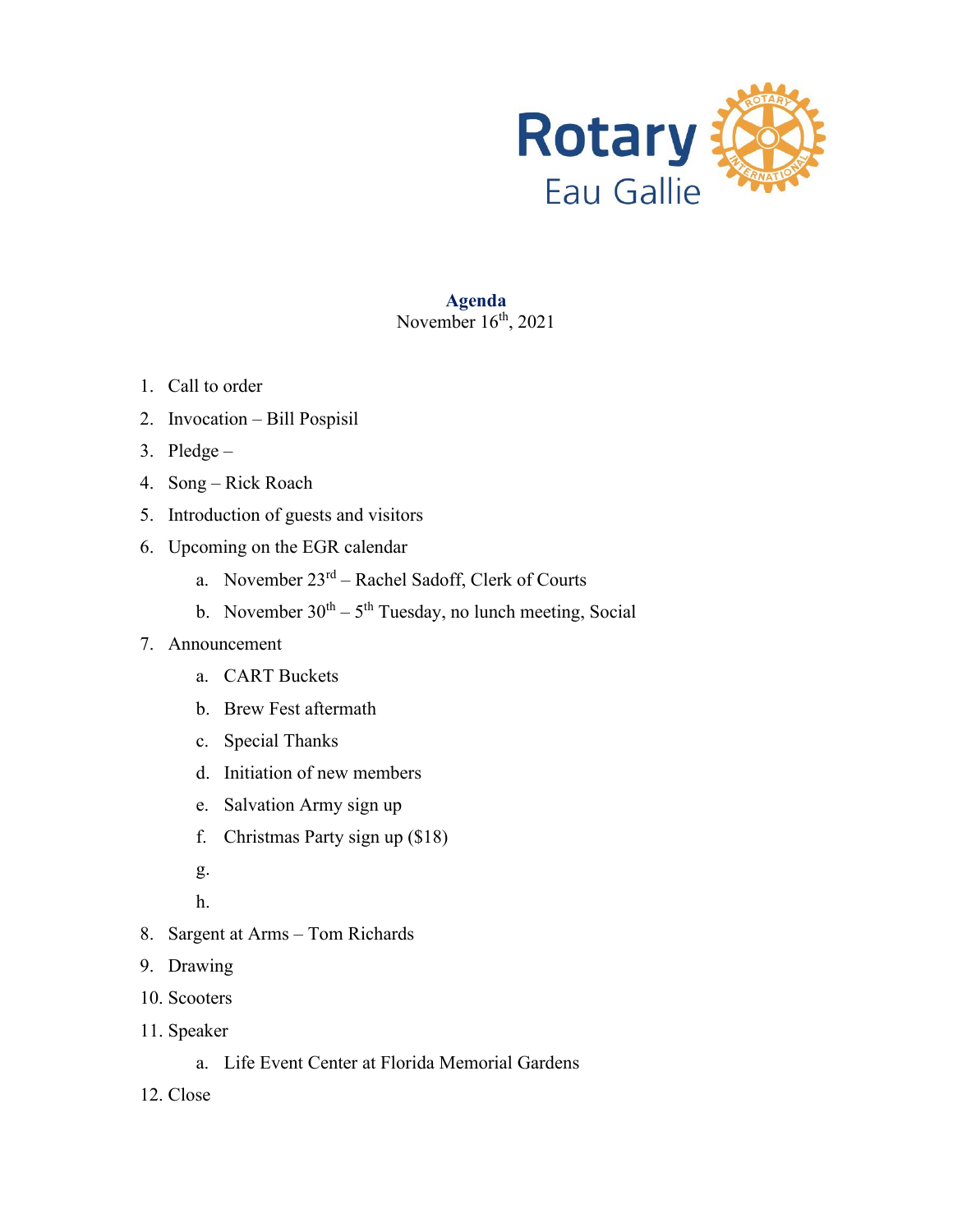Rotary
Eau Gallie

**Agenda**
November 16th, 2021

1. Call to order
2. Invocation – Bill Pospisil
3. Pledge –
4. Song – Rick Roach
5. Introduction of guests and visitors
6. Upcoming on the EGR calendar
   a. November 23rd – Rachel Sadoff, Clerk of Courts
   b. November 30th – 5th Tuesday, no lunch meeting, Social
7. Announcement
   a. CART Buckets
   b. Brew Fest aftermath
   c. Special Thanks
   d. Initiation of new members
   e. Salvation Army sign up
   f. Christmas Party sign up ($18)
   g.
   h.
8. Sargent at Arms – Tom Richards
9. Drawing
10. Scooters
11. Speaker
    a. Life Event Center at Florida Memorial Gardens
12. Close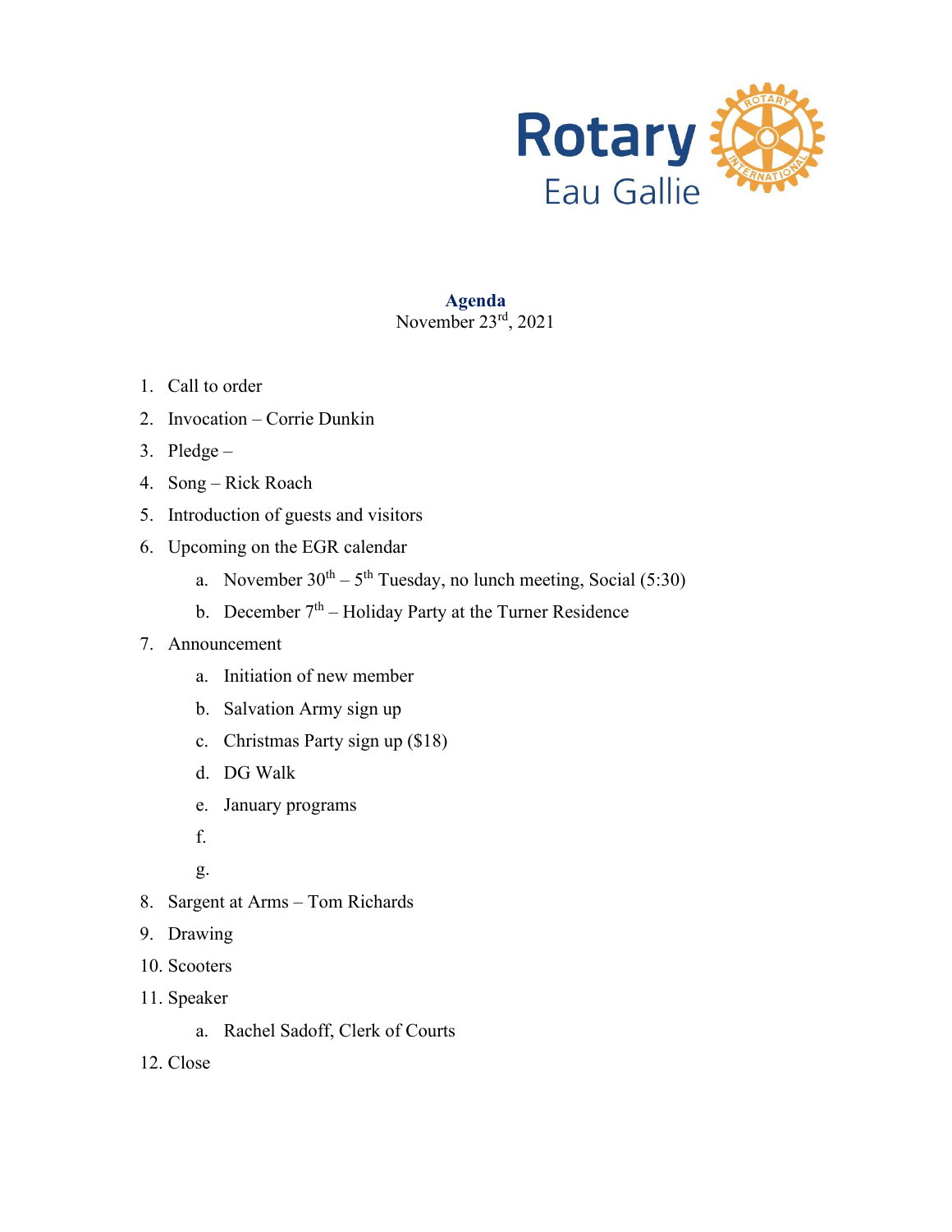Rotary
Eau Gallie

## Agenda

November 23rd, 2021

1. Call to order
2. Invocation – Corrie Dunkin
3. Pledge –
4. Song – Rick Roach
5. Introduction of guests and visitors
6. Upcoming on the EGR calendar
   a. November 30th – 5th Tuesday, no lunch meeting, Social (5:30)
   b. December 7th – Holiday Party at the Turner Residence
7. Announcement
   a. Initiation of new member
   b. Salvation Army sign up
   c. Christmas Party sign up ($18)
   d. DG Walk
   e. January programs
   f.
   g.
8. Sargent at Arms – Tom Richards
9. Drawing
10. Scooters
11. Speaker
    a. Rachel Sadoff, Clerk of Courts
12. Close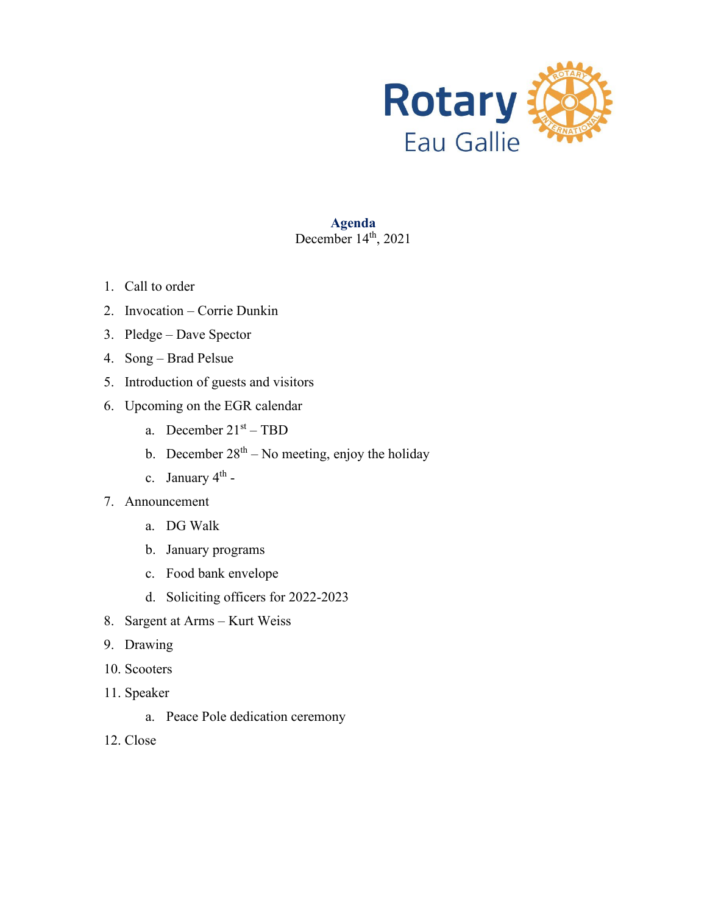Rotary
Eau Gallie

**Agenda**
December 14th, 2021

1. Call to order
2. Invocation – Corrie Dunkin
3. Pledge – Dave Spector
4. Song – Brad Pelsue
5. Introduction of guests and visitors
6. Upcoming on the EGR calendar
   a. December 21st – TBD
   b. December 28th – No meeting, enjoy the holiday
   c. January 4th -
7. Announcement
   a. DG Walk
   b. January programs
   c. Food bank envelope
   d. Soliciting officers for 2022-2023
8. Sargent at Arms – Kurt Weiss
9. Drawing
10. Scooters
11. Speaker
    a. Peace Pole dedication ceremony
12. Close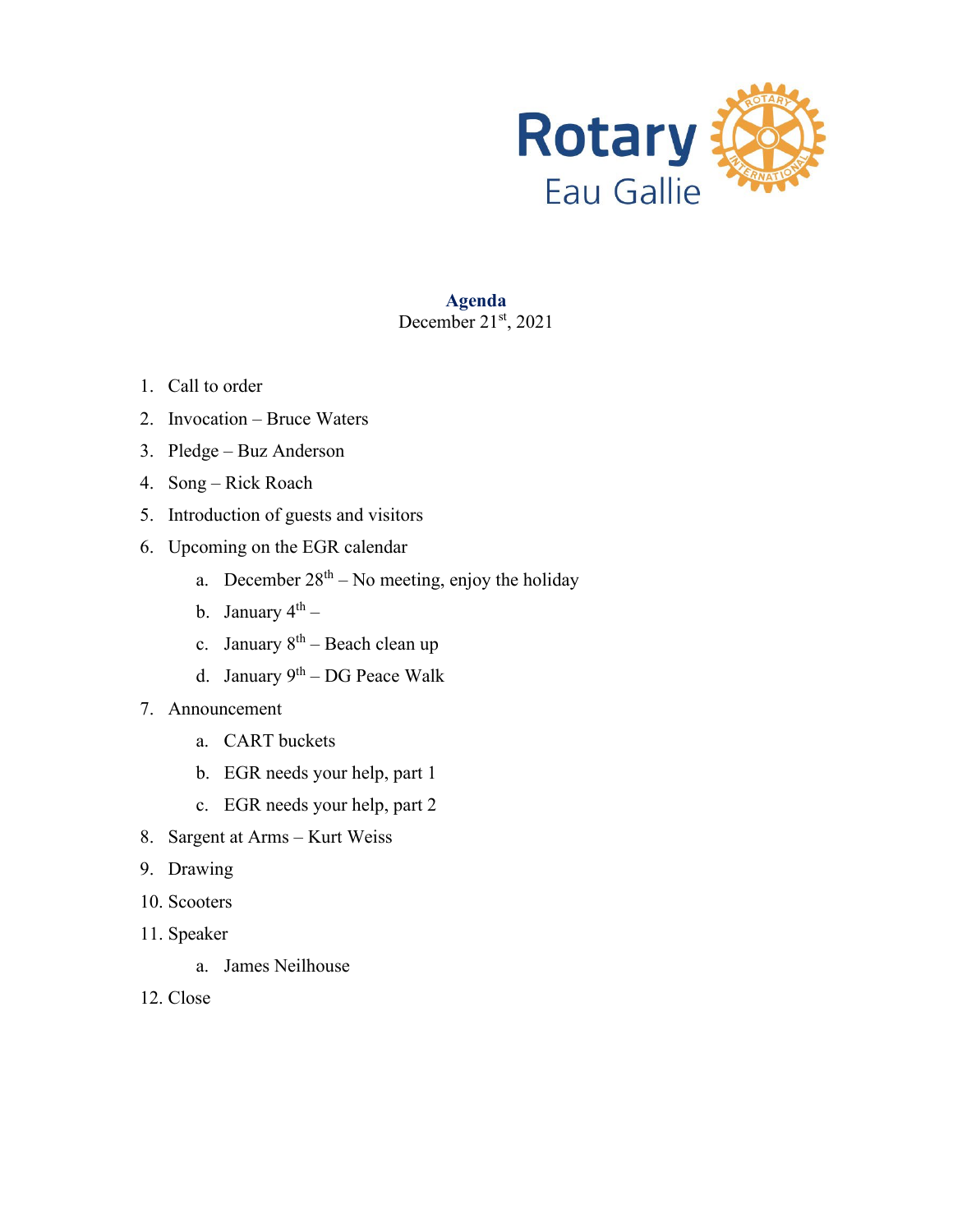Rotary
Eau Gallie

**Agenda**
December 21st, 2021

1. Call to order
2. Invocation – Bruce Waters
3. Pledge – Buz Anderson
4. Song – Rick Roach
5. Introduction of guests and visitors
6. Upcoming on the EGR calendar
    a. December 28th – No meeting, enjoy the holiday
    b. January 4th –
    c. January 8th – Beach clean up
    d. January 9th – DG Peace Walk
7. Announcement
    a. CART buckets
    b. EGR needs your help, part 1
    c. EGR needs your help, part 2
8. Sargent at Arms – Kurt Weiss
9. Drawing
10. Scooters
11. Speaker
    a. James Neilhouse
12. Close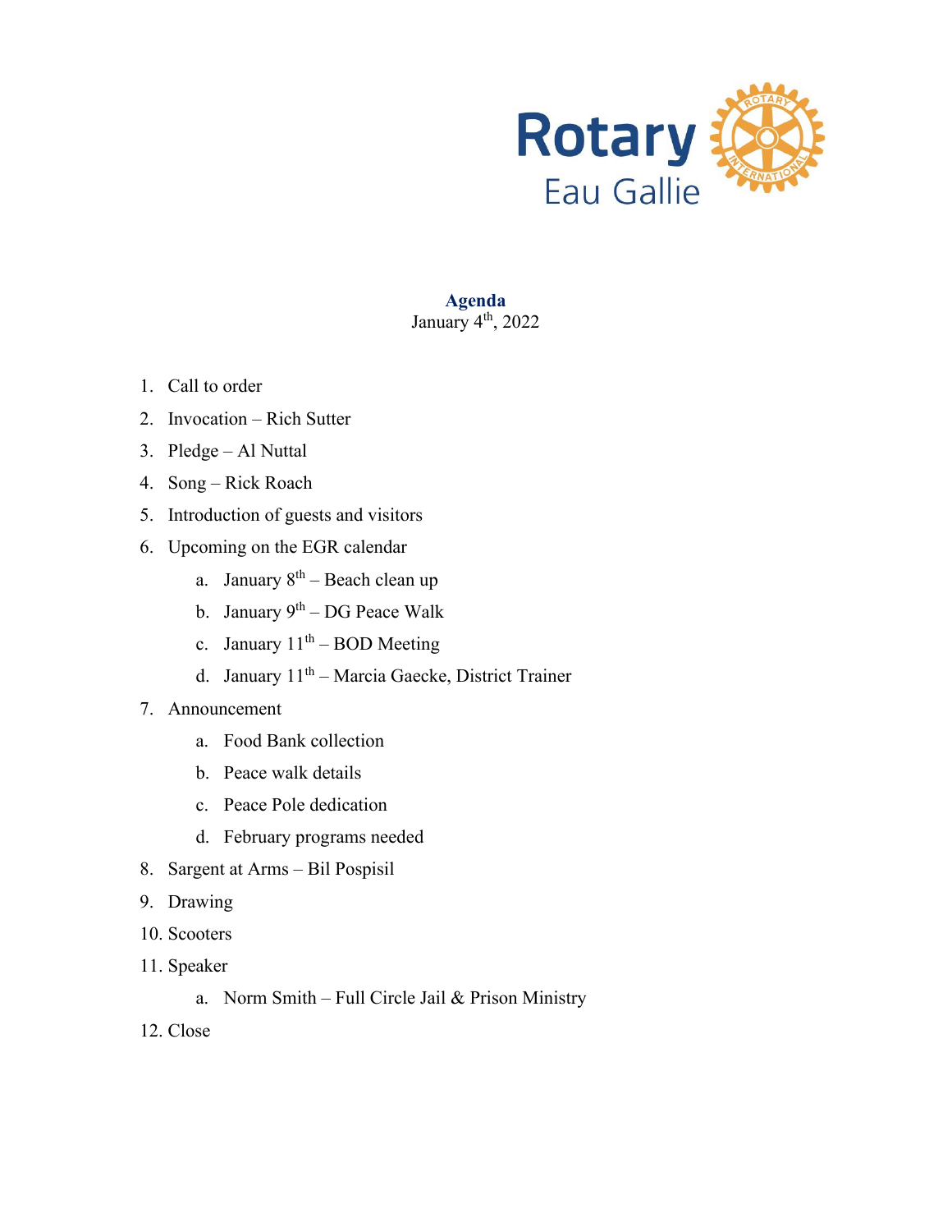Rotary Eau Gallie

**Agenda**

January 4th, 2022

1. Call to order
2. Invocation – Rich Sutter
3. Pledge – Al Nuttal
4. Song – Rick Roach
5. Introduction of guests and visitors
6. Upcoming on the EGR calendar
   a. January 8th – Beach clean up
   b. January 9th – DG Peace Walk
   c. January 11th – BOD Meeting
   d. January 11th – Marcia Gaecke, District Trainer
7. Announcement
   a. Food Bank collection
   b. Peace walk details
   c. Peace Pole dedication
   d. February programs needed
8. Sargent at Arms – Bil Pospisil
9. Drawing
10. Scooters
11. Speaker
    a. Norm Smith – Full Circle Jail & Prison Ministry
12. Close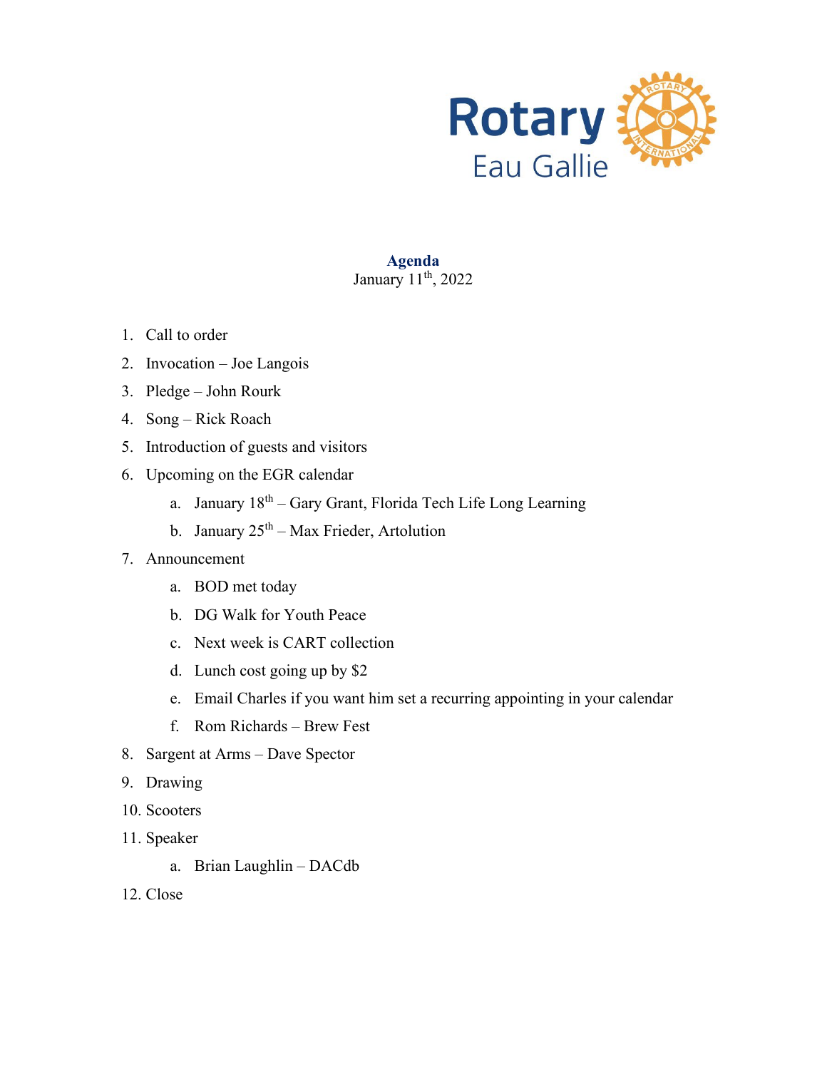Rotary

Eau Gallie

**Agenda**

January 11th, 2022

1. Call to order
2. Invocation – Joe Langois
3. Pledge – John Rourk
4. Song – Rick Roach
5. Introduction of guests and visitors
6. Upcoming on the EGR calendar
    a. January 18th – Gary Grant, Florida Tech Life Long Learning
    b. January 25th – Max Frieder, Artolution
7. Announcement
    a. BOD met today
    b. DG Walk for Youth Peace
    c. Next week is CART collection
    d. Lunch cost going up by $2
    e. Email Charles if you want him set a recurring appointing in your calendar
    f. Rom Richards – Brew Fest
8. Sargent at Arms – Dave Spector
9. Drawing
10. Scooters
11. Speaker
    a. Brian Laughlin – DACdb
12. Close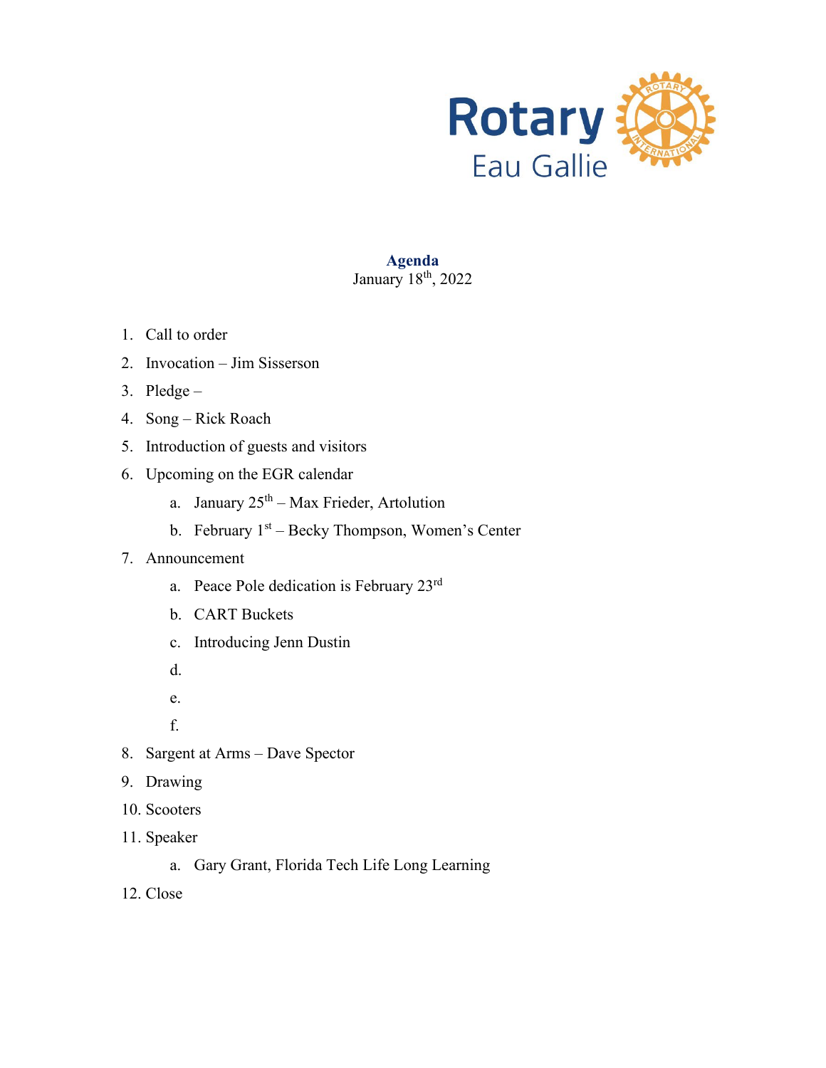Rotary
Eau Gallie

## Agenda

January 18th, 2022

1. Call to order
2. Invocation – Jim Sisserson
3. Pledge –
4. Song – Rick Roach
5. Introduction of guests and visitors
6. Upcoming on the EGR calendar
    a. January 25th – Max Frieder, Artolution
    b. February 1st – Becky Thompson, Women's Center
7. Announcement
    a. Peace Pole dedication is February 23rd
    b. CART Buckets
    c. Introducing Jenn Dustin
    d.
    e.
    f.
8. Sargent at Arms – Dave Spector
9. Drawing
10. Scooters
11. Speaker
    a. Gary Grant, Florida Tech Life Long Learning
12. Close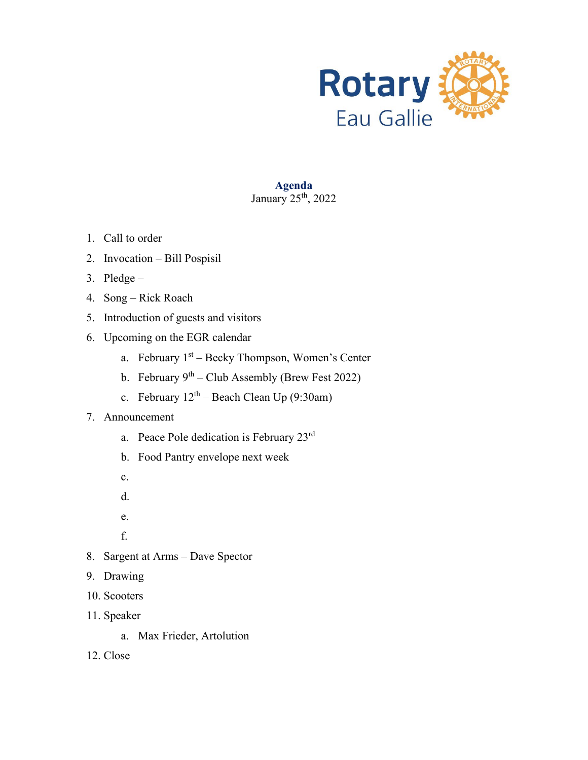Rotary Eau Gallie

**Agenda**
January 25th, 2022

1. Call to order
2. Invocation – Bill Pospisil
3. Pledge –
4. Song – Rick Roach
5. Introduction of guests and visitors
6. Upcoming on the EGR calendar
   a. February 1st – Becky Thompson, Women's Center
   b. February 9th – Club Assembly (Brew Fest 2022)
   c. February 12th – Beach Clean Up (9:30am)
7. Announcement
   a. Peace Pole dedication is February 23rd
   b. Food Pantry envelope next week
   c.
   d.
   e.
   f.
8. Sargent at Arms – Dave Spector
9. Drawing
10. Scooters
11. Speaker
    a. Max Frieder, Artolution
12. Close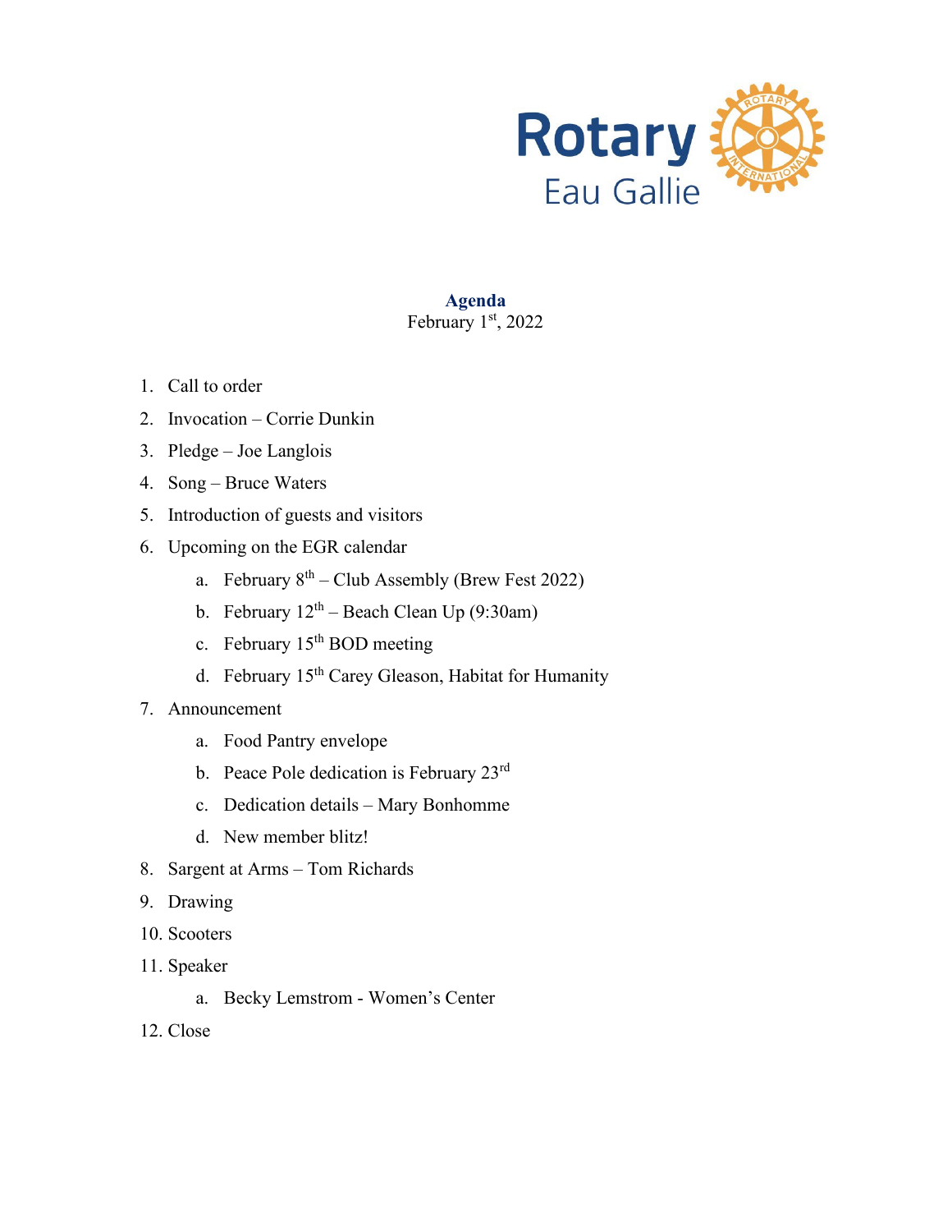Rotary
Eau Gallie

**Agenda**
February 1st, 2022

1. Call to order
2. Invocation – Corrie Dunkin
3. Pledge – Joe Langlois
4. Song – Bruce Waters
5. Introduction of guests and visitors
6. Upcoming on the EGR calendar
    a. February 8th – Club Assembly (Brew Fest 2022)
    b. February 12th – Beach Clean Up (9:30am)
    c. February 15th BOD meeting
    d. February 15th Carey Gleason, Habitat for Humanity
7. Announcement
    a. Food Pantry envelope
    b. Peace Pole dedication is February 23rd
    c. Dedication details – Mary Bonhomme
    d. New member blitz!
8. Sargent at Arms – Tom Richards
9. Drawing
10. Scooters
11. Speaker
    a. Becky Lemstrom - Women's Center
12. Close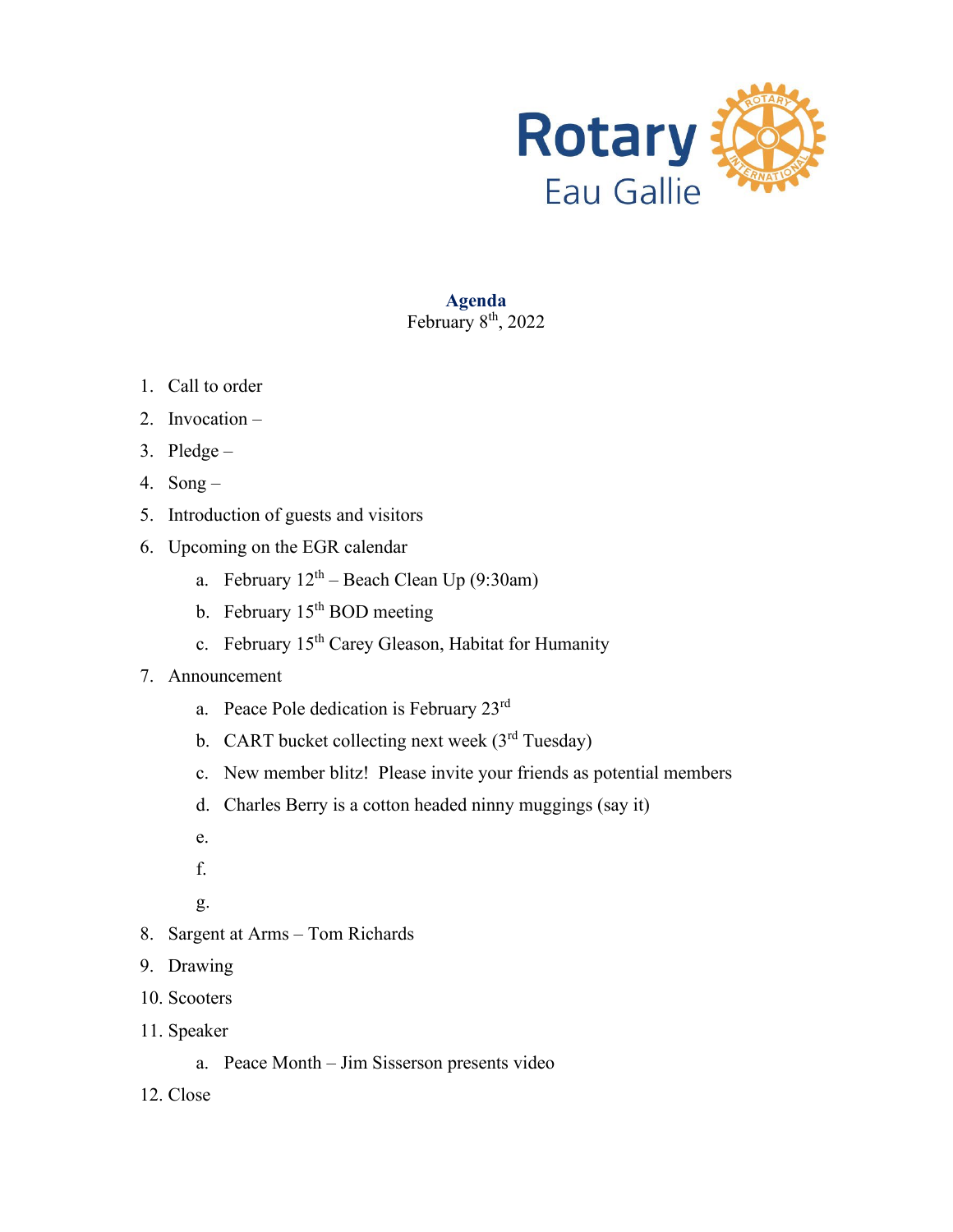Rotary
Eau Gallie

**Agenda**
February 8th, 2022

1. Call to order
2. Invocation –
3. Pledge –
4. Song –
5. Introduction of guests and visitors
6. Upcoming on the EGR calendar
    a. February 12th – Beach Clean Up (9:30am)
    b. February 15th BOD meeting
    c. February 15th Carey Gleason, Habitat for Humanity
7. Announcement
    a. Peace Pole dedication is February 23rd
    b. CART bucket collecting next week (3rd Tuesday)
    c. New member blitz! Please invite your friends as potential members
    d. Charles Berry is a cotton headed ninny muggings (say it)
    e.
    f.
    g.
8. Sargent at Arms – Tom Richards
9. Drawing
10. Scooters
11. Speaker
    a. Peace Month – Jim Sisserson presents video
12. Close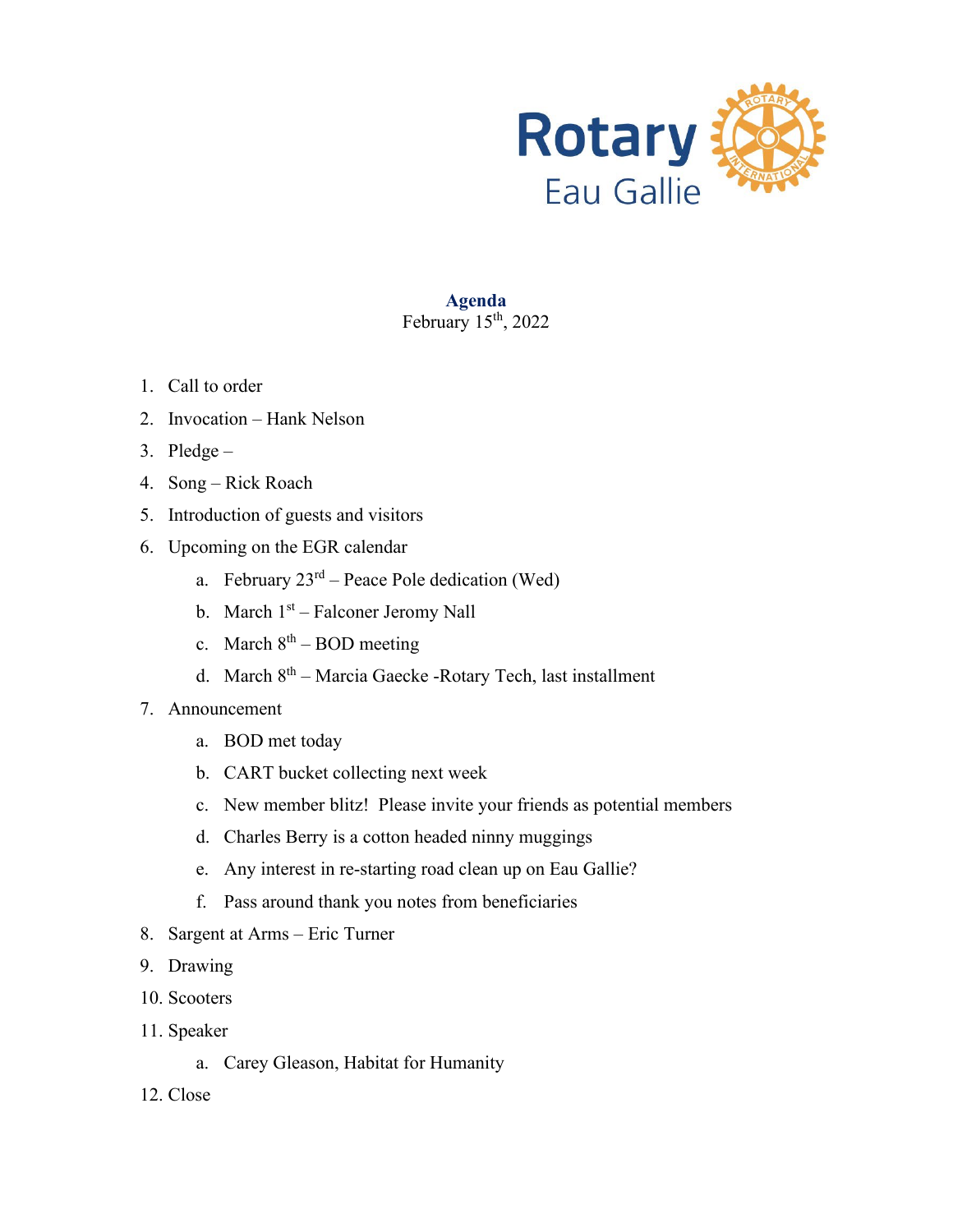Rotary
Eau Gallie

**Agenda**
February 15th, 2022

1. Call to order
2. Invocation – Hank Nelson
3. Pledge –
4. Song – Rick Roach
5. Introduction of guests and visitors
6. Upcoming on the EGR calendar
    a. February 23rd – Peace Pole dedication (Wed)
    b. March 1st – Falconer Jeromy Nall
    c. March 8th – BOD meeting
    d. March 8th – Marcia Gaecke -Rotary Tech, last installment
7. Announcement
    a. BOD met today
    b. CART bucket collecting next week
    c. New member blitz! Please invite your friends as potential members
    d. Charles Berry is a cotton headed ninny muggings
    e. Any interest in re-starting road clean up on Eau Gallie?
    f. Pass around thank you notes from beneficiaries
8. Sargent at Arms – Eric Turner
9. Drawing
10. Scooters
11. Speaker
    a. Carey Gleason, Habitat for Humanity
12. Close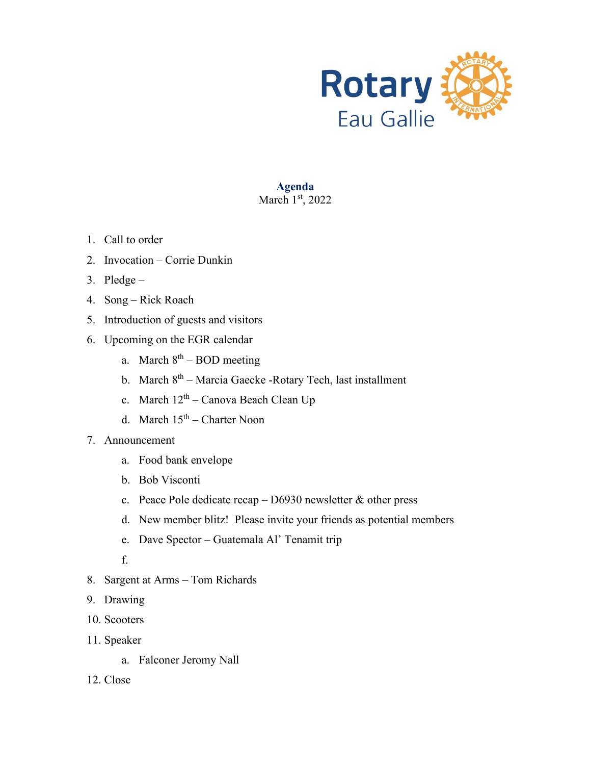Rotary
Eau Gallie

**Agenda**
March 1st, 2022

1. Call to order
2. Invocation – Corrie Dunkin
3. Pledge –
4. Song – Rick Roach
5. Introduction of guests and visitors
6. Upcoming on the EGR calendar
    a. March 8th – BOD meeting
    b. March 8th – Marcia Gaecke -Rotary Tech, last installment
    c. March 12th – Canova Beach Clean Up
    d. March 15th – Charter Noon
7. Announcement
    a. Food bank envelope
    b. Bob Visconti
    c. Peace Pole dedicate recap – D6930 newsletter & other press
    d. New member blitz! Please invite your friends as potential members
    e. Dave Spector – Guatemala Al' Tenamit trip
    f.
8. Sargent at Arms – Tom Richards
9. Drawing
10. Scooters
11. Speaker
    a. Falconer Jeromy Nall
12. Close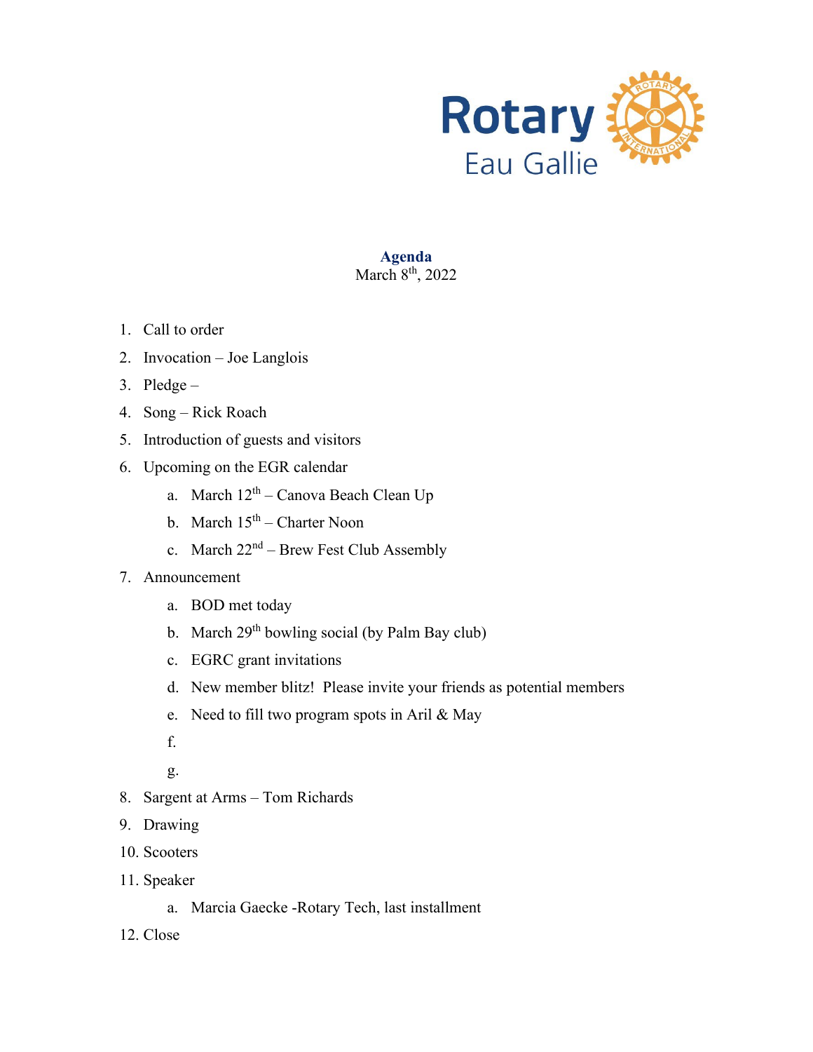Rotary Eau Gallie

## Agenda

March 8th, 2022

1. Call to order
2. Invocation – Joe Langlois
3. Pledge –
4. Song – Rick Roach
5. Introduction of guests and visitors
6. Upcoming on the EGR calendar
   a. March 12th – Canova Beach Clean Up
   b. March 15th – Charter Noon
   c. March 22nd – Brew Fest Club Assembly
7. Announcement
   a. BOD met today
   b. March 29th bowling social (by Palm Bay club)
   c. EGRC grant invitations
   d. New member blitz! Please invite your friends as potential members
   e. Need to fill two program spots in Aril & May
   f.
   g.
8. Sargent at Arms – Tom Richards
9. Drawing
10. Scooters
11. Speaker
    a. Marcia Gaecke -Rotary Tech, last installment
12. Close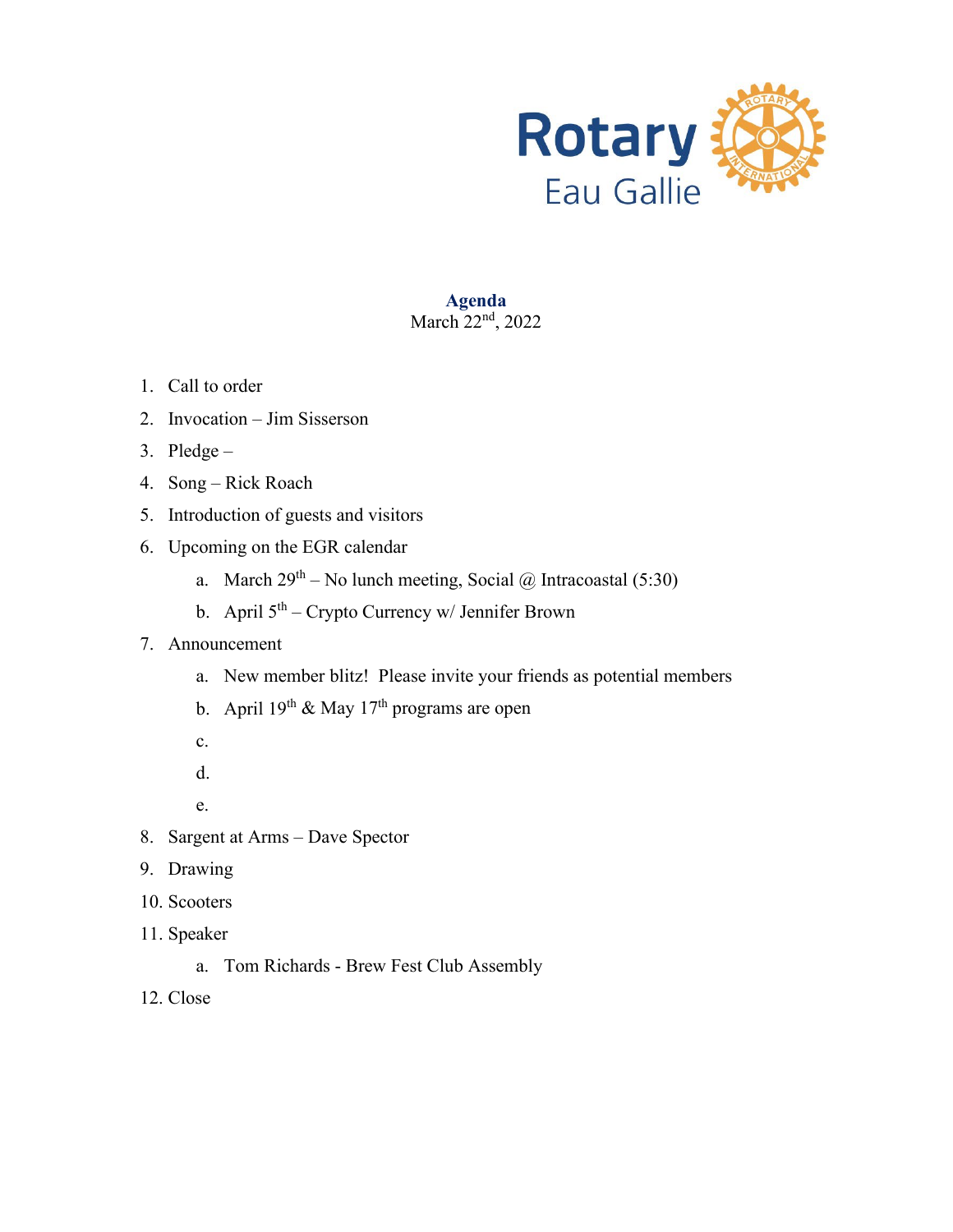Rotary
Eau Gallie

**Agenda**
March 22nd, 2022

1. Call to order
2. Invocation – Jim Sisserson
3. Pledge –
4. Song – Rick Roach
5. Introduction of guests and visitors
6. Upcoming on the EGR calendar
    a. March 29th – No lunch meeting, Social @ Intracoastal (5:30)
    b. April 5th – Crypto Currency w/ Jennifer Brown
7. Announcement
    a. New member blitz! Please invite your friends as potential members
    b. April 19th & May 17th programs are open
    c.
    d.
    e.
8. Sargent at Arms – Dave Spector
9. Drawing
10. Scooters
11. Speaker
    a. Tom Richards - Brew Fest Club Assembly
12. Close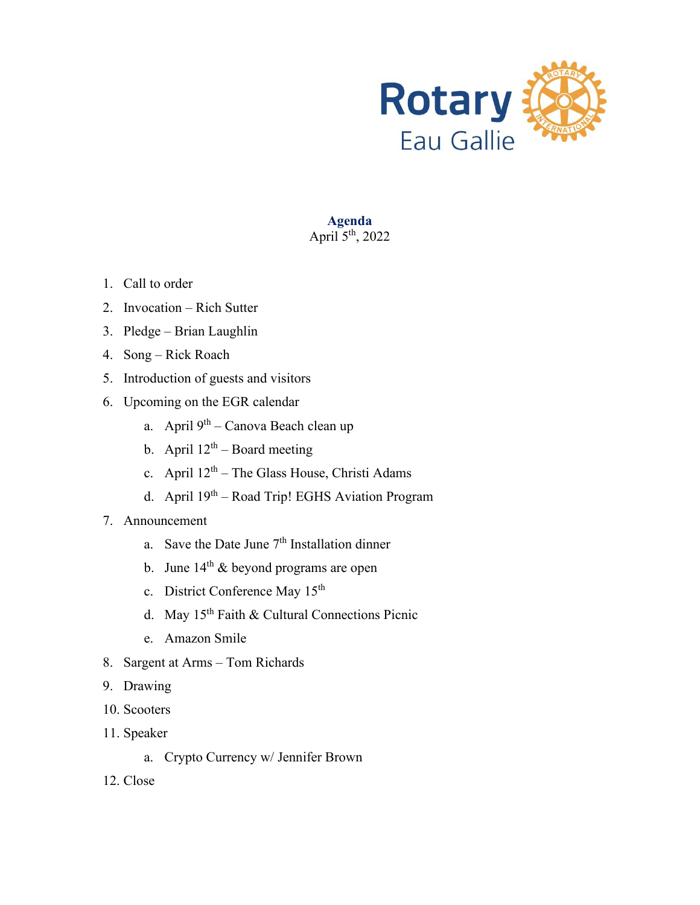Rotary Eau Gallie

**Agenda**

April 5th, 2022

1. Call to order
2. Invocation – Rich Sutter
3. Pledge – Brian Laughlin
4. Song – Rick Roach
5. Introduction of guests and visitors
6. Upcoming on the EGR calendar
    a. April 9th – Canova Beach clean up
    b. April 12th – Board meeting
    c. April 12th – The Glass House, Christi Adams
    d. April 19th – Road Trip! EGHS Aviation Program
7. Announcement
    a. Save the Date June 7th Installation dinner
    b. June 14th & beyond programs are open
    c. District Conference May 15th
    d. May 15th Faith & Cultural Connections Picnic
    e. Amazon Smile
8. Sargent at Arms – Tom Richards
9. Drawing
10. Scooters
11. Speaker
    a. Crypto Currency w/ Jennifer Brown
12. Close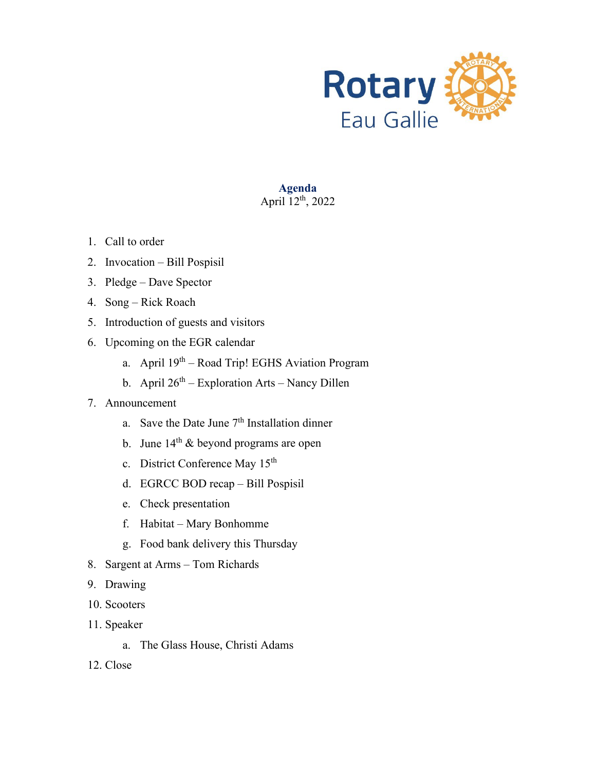Rotary
Eau Gallie

**Agenda**
April 12th, 2022

1. Call to order
2. Invocation – Bill Pospisil
3. Pledge – Dave Spector
4. Song – Rick Roach
5. Introduction of guests and visitors
6. Upcoming on the EGR calendar
   a. April 19th – Road Trip! EGHS Aviation Program
   b. April 26th – Exploration Arts – Nancy Dillen
7. Announcement
   a. Save the Date June 7th Installation dinner
   b. June 14th & beyond programs are open
   c. District Conference May 15th
   d. EGRCC BOD recap – Bill Pospisil
   e. Check presentation
   f. Habitat – Mary Bonhomme
   g. Food bank delivery this Thursday
8. Sargent at Arms – Tom Richards
9. Drawing
10. Scooters
11. Speaker
    a. The Glass House, Christi Adams
12. Close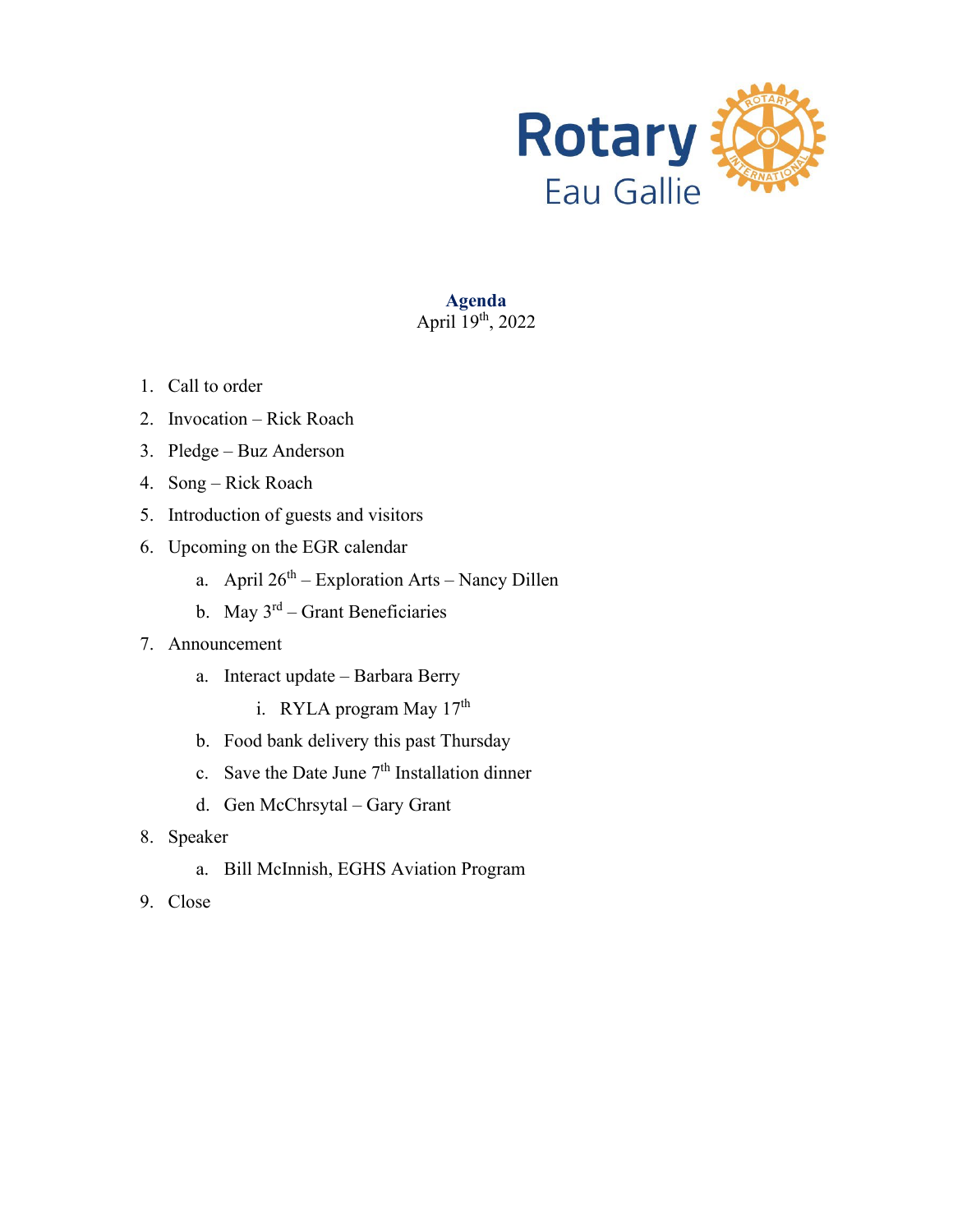Rotary
Eau Gallie

**Agenda**

April 19th, 2022

1. Call to order
2. Invocation – Rick Roach
3. Pledge – Buz Anderson
4. Song – Rick Roach
5. Introduction of guests and visitors
6. Upcoming on the EGR calendar
    a. April 26th – Exploration Arts – Nancy Dillen
    b. May 3rd – Grant Beneficiaries
7. Announcement
    a. Interact update – Barbara Berry
        i. RYLA program May 17th
    b. Food bank delivery this past Thursday
    c. Save the Date June 7th Installation dinner
    d. Gen McChrsytal – Gary Grant
8. Speaker
    a. Bill McInnish, EGHS Aviation Program
9. Close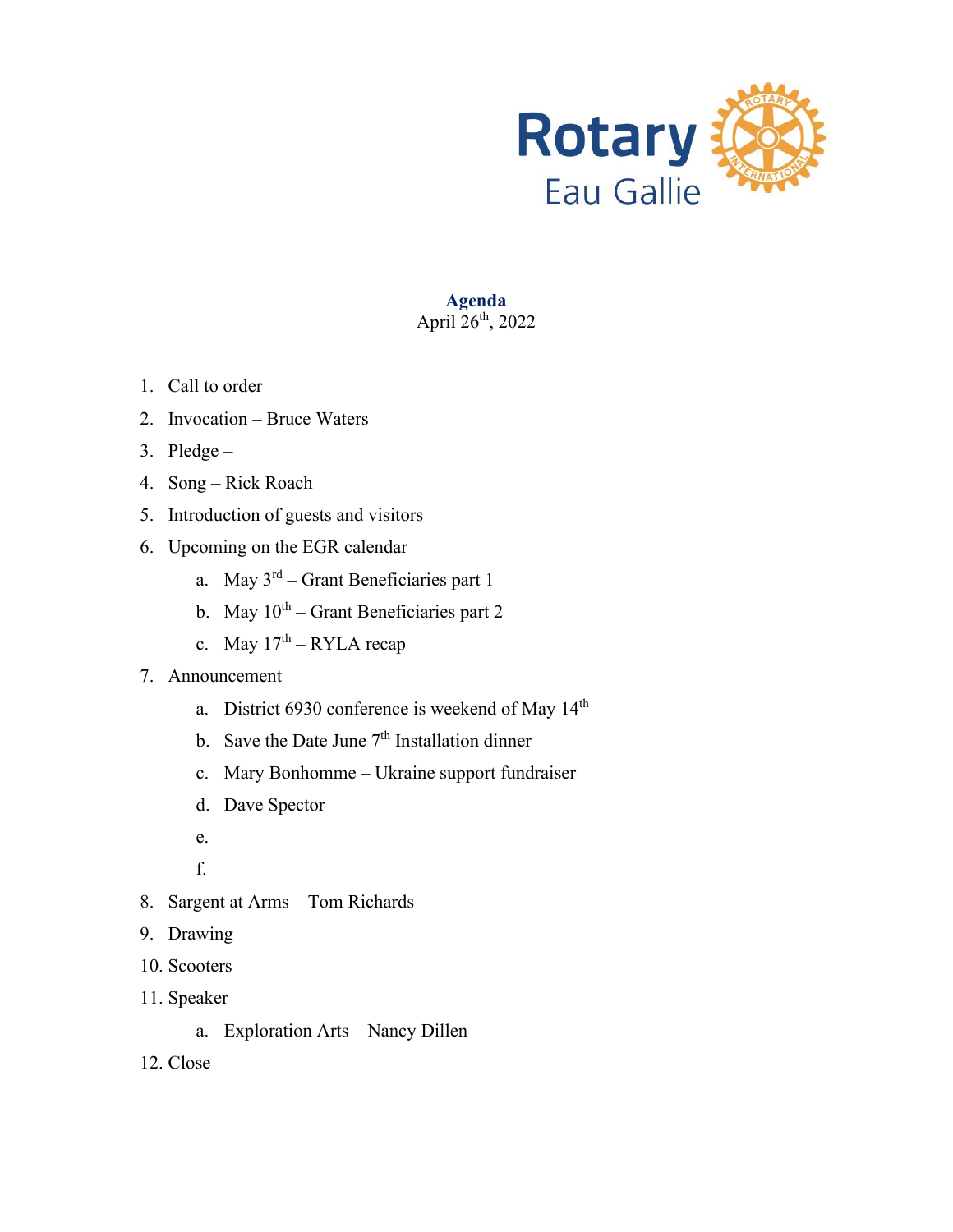Rotary Eau Gallie

# Agenda

April 26th, 2022

1. Call to order
2. Invocation – Bruce Waters
3. Pledge –
4. Song – Rick Roach
5. Introduction of guests and visitors
6. Upcoming on the EGR calendar
   a. May 3rd – Grant Beneficiaries part 1
   b. May 10th – Grant Beneficiaries part 2
   c. May 17th – RYLA recap
7. Announcement
   a. District 6930 conference is weekend of May 14th
   b. Save the Date June 7th Installation dinner
   c. Mary Bonhomme – Ukraine support fundraiser
   d. Dave Spector
   e.
   f.
8. Sargent at Arms – Tom Richards
9. Drawing
10. Scooters
11. Speaker
    a. Exploration Arts – Nancy Dillen
12. Close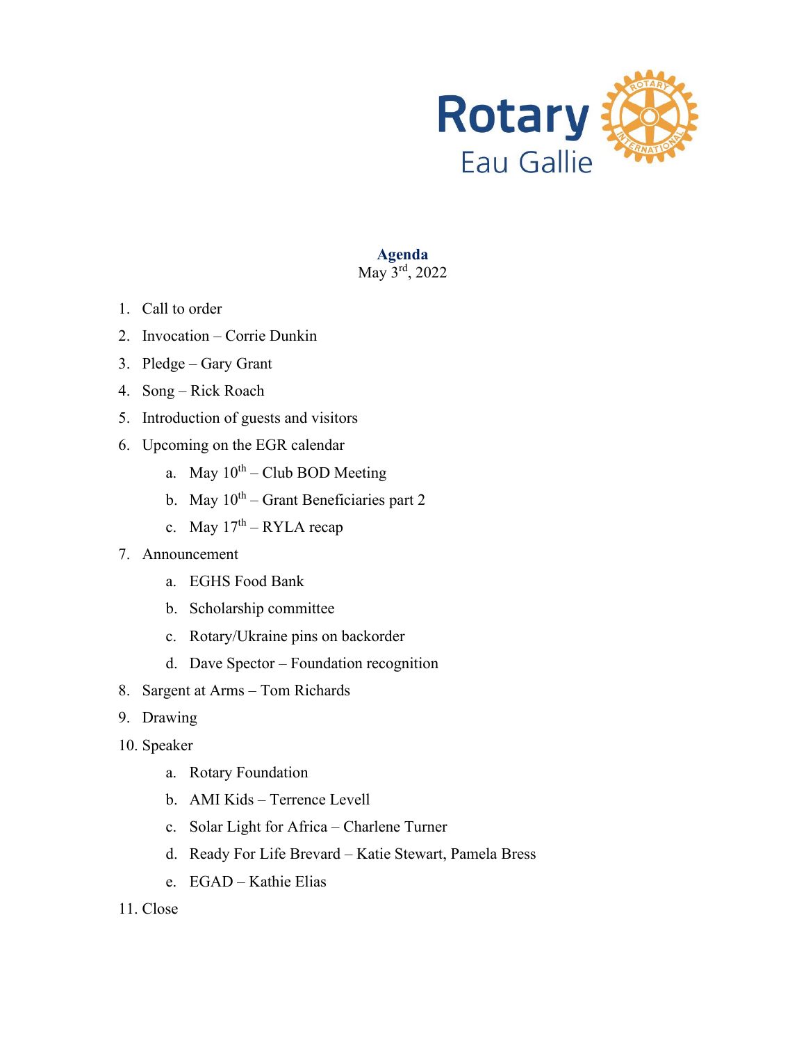Rotary
Eau Gallie

**Agenda**
May 3rd, 2022

1. Call to order
2. Invocation – Corrie Dunkin
3. Pledge – Gary Grant
4. Song – Rick Roach
5. Introduction of guests and visitors
6. Upcoming on the EGR calendar
   a. May 10th – Club BOD Meeting
   b. May 10th – Grant Beneficiaries part 2
   c. May 17th – RYLA recap
7. Announcement
   a. EGHS Food Bank
   b. Scholarship committee
   c. Rotary/Ukraine pins on backorder
   d. Dave Spector – Foundation recognition
8. Sargent at Arms – Tom Richards
9. Drawing
10. Speaker
    a. Rotary Foundation
    b. AMI Kids – Terrence Levell
    c. Solar Light for Africa – Charlene Turner
    d. Ready For Life Brevard – Katie Stewart, Pamela Bress
    e. EGAD – Kathie Elias
11. Close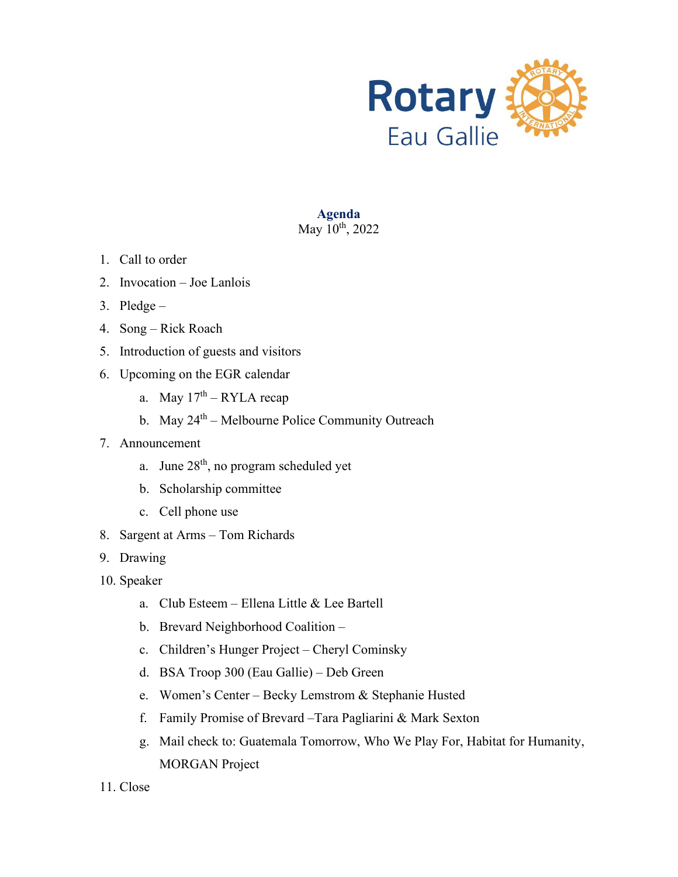Rotary Eau Gallie

**Agenda**
May 10th, 2022

1. Call to order
2. Invocation – Joe Lanlois
3. Pledge –
4. Song – Rick Roach
5. Introduction of guests and visitors
6. Upcoming on the EGR calendar
   a. May 17th – RYLA recap
   b. May 24th – Melbourne Police Community Outreach
7. Announcement
   a. June 28th, no program scheduled yet
   b. Scholarship committee
   c. Cell phone use
8. Sargent at Arms – Tom Richards
9. Drawing
10. Speaker
    a. Club Esteem – Ellena Little & Lee Bartell
    b. Brevard Neighborhood Coalition –
    c. Children's Hunger Project – Cheryl Cominsky
    d. BSA Troop 300 (Eau Gallie) – Deb Green
    e. Women's Center – Becky Lemstrom & Stephanie Husted
    f. Family Promise of Brevard –Tara Pagliarini & Mark Sexton
    g. Mail check to: Guatemala Tomorrow, Who We Play For, Habitat for Humanity, MORGAN Project
11. Close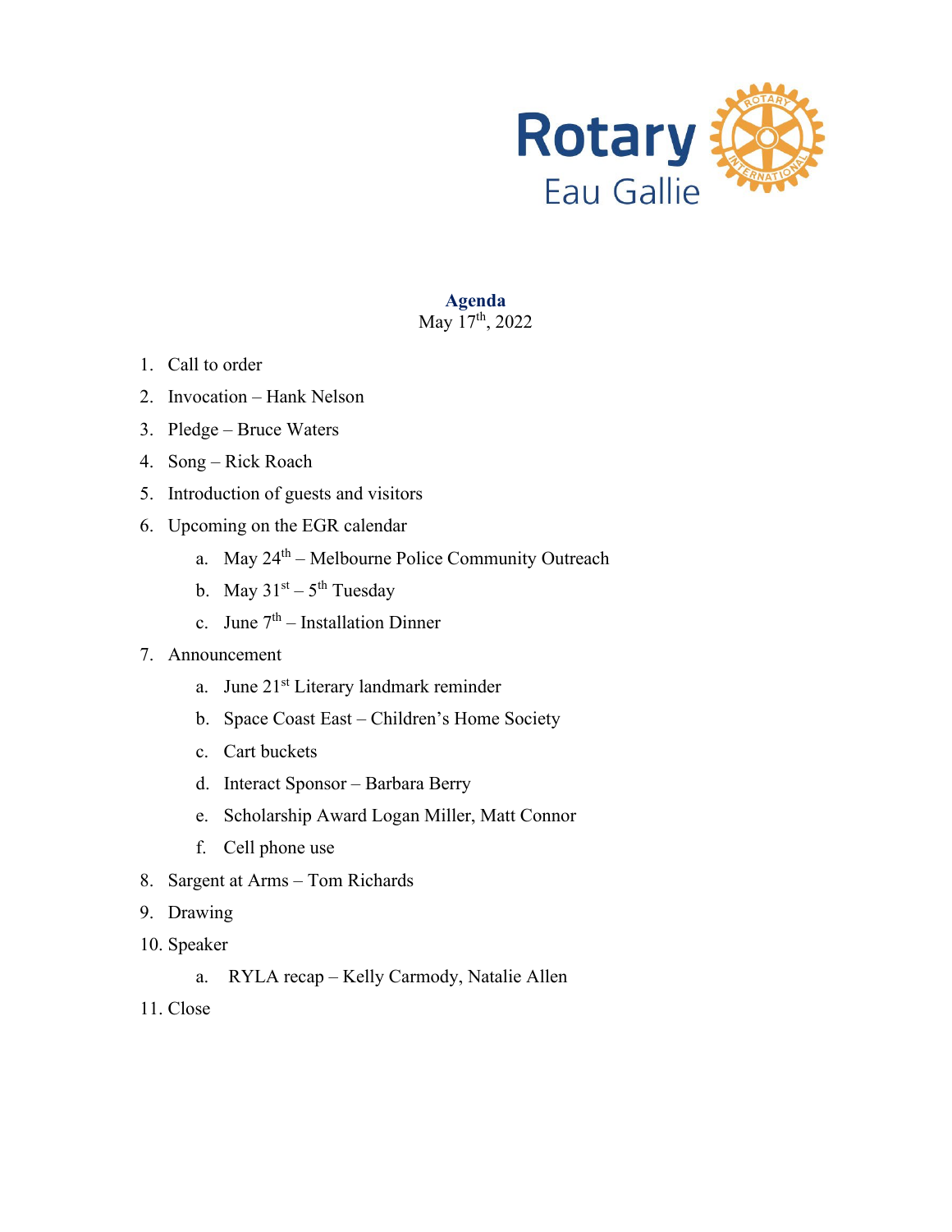Rotary
Eau Gallie

## Agenda

May 17th, 2022

1. Call to order
2. Invocation – Hank Nelson
3. Pledge – Bruce Waters
4. Song – Rick Roach
5. Introduction of guests and visitors
6. Upcoming on the EGR calendar
   a. May 24th – Melbourne Police Community Outreach
   b. May 31st – 5th Tuesday
   c. June 7th – Installation Dinner
7. Announcement
   a. June 21st Literary landmark reminder
   b. Space Coast East – Children's Home Society
   c. Cart buckets
   d. Interact Sponsor – Barbara Berry
   e. Scholarship Award Logan Miller, Matt Connor
   f. Cell phone use
8. Sargent at Arms – Tom Richards
9. Drawing
10. Speaker
    a. RYLA recap – Kelly Carmody, Natalie Allen
11. Close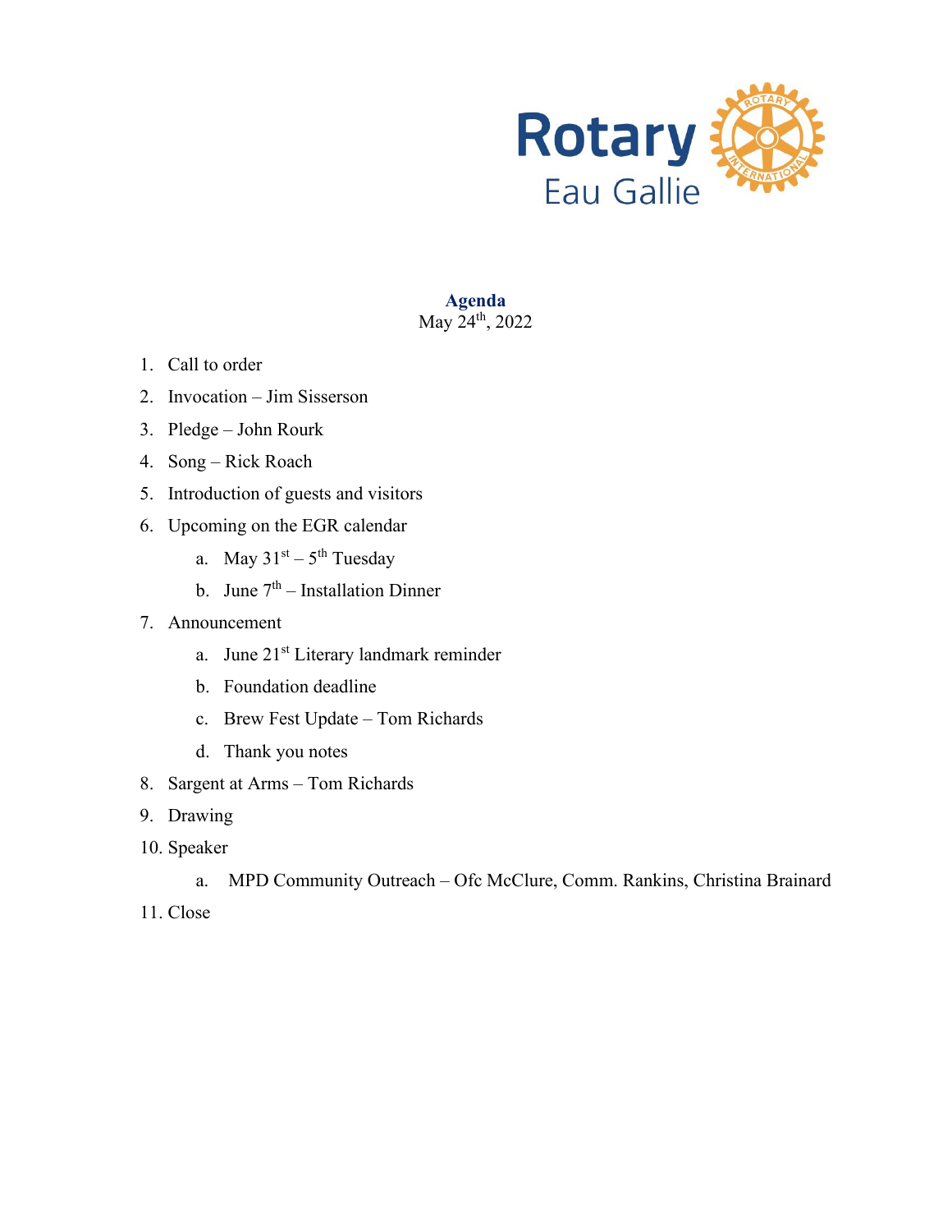Rotary
Eau Gallie

**Agenda**
May 24th, 2022

1. Call to order
2. Invocation – Jim Sisserson
3. Pledge – John Rourk
4. Song – Rick Roach
5. Introduction of guests and visitors
6. Upcoming on the EGR calendar
   a. May 31st – 5th Tuesday
   b. June 7th – Installation Dinner
7. Announcement
   a. June 21st Literary landmark reminder
   b. Foundation deadline
   c. Brew Fest Update – Tom Richards
   d. Thank you notes
8. Sargent at Arms – Tom Richards
9. Drawing
10. Speaker
    a. MPD Community Outreach – Ofc McClure, Comm. Rankins, Christina Brainard
11. Close